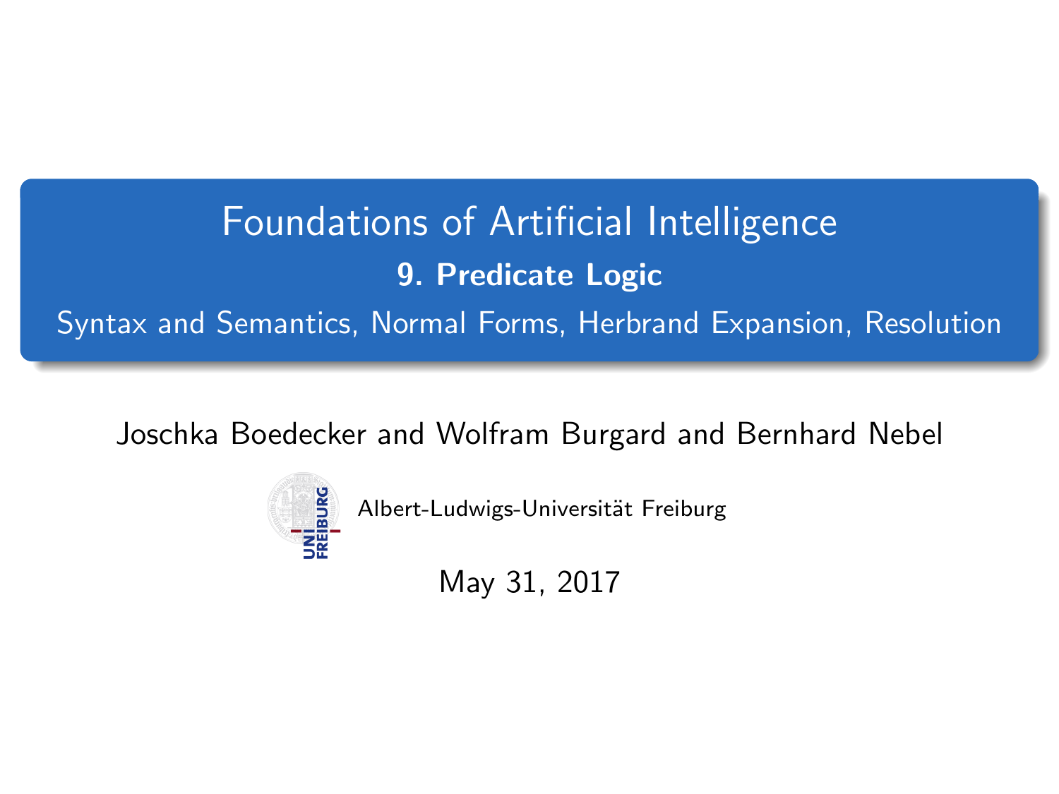# Foundations of Artificial Intelligence

## 9. Predicate Logic

Syntax and Semantics, Normal Forms, Herbrand Expansion, Resolution

Joschka Boedecker and Wolfram Burgard and Bernhard Nebel

Albert-Ludwigs-Universität Freiburg

May 31, 2017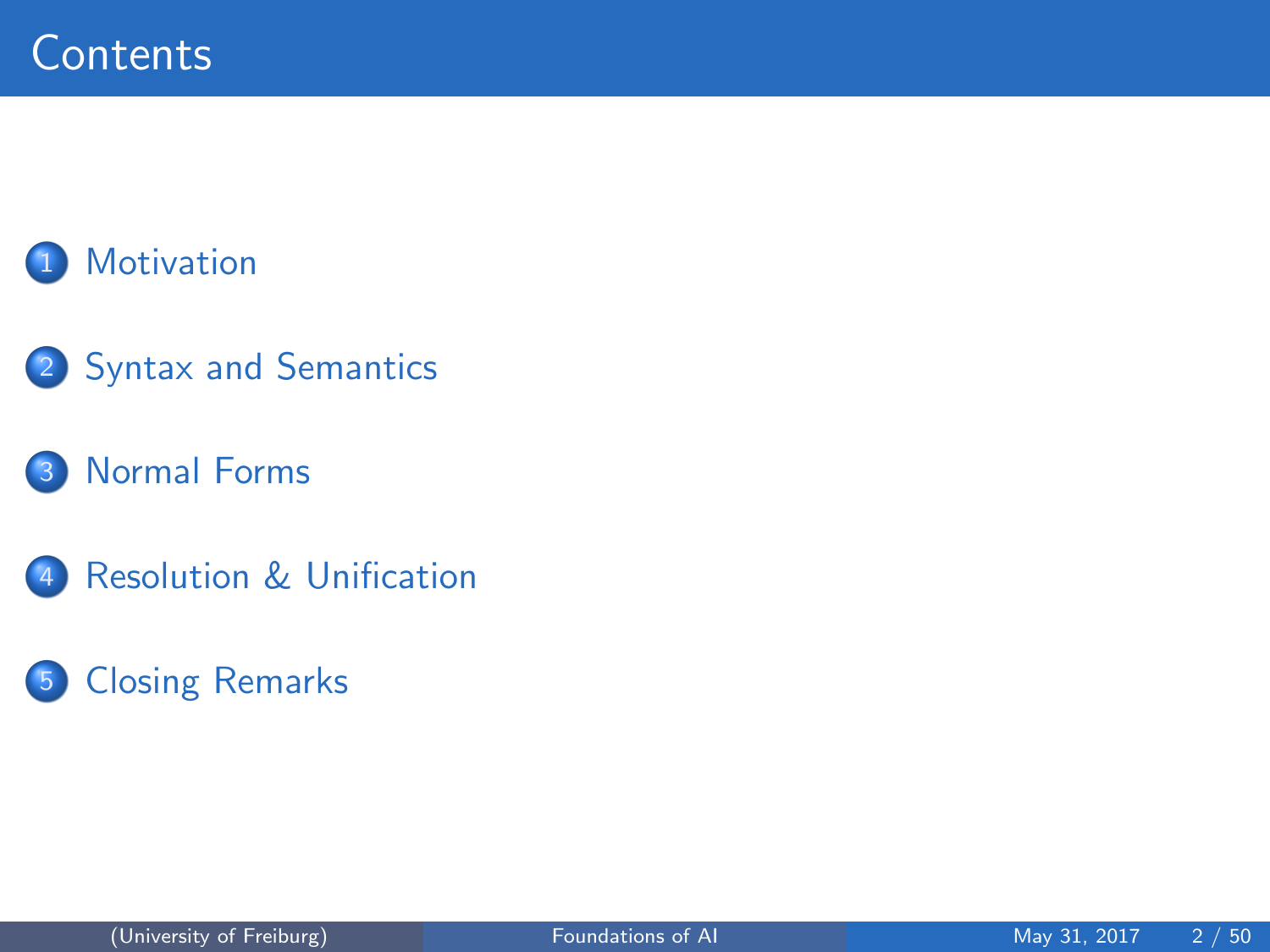# Contents

1. Motivation
2. Syntax and Semantics
3. Normal Forms
4. Resolution & Unification
5. Closing Remarks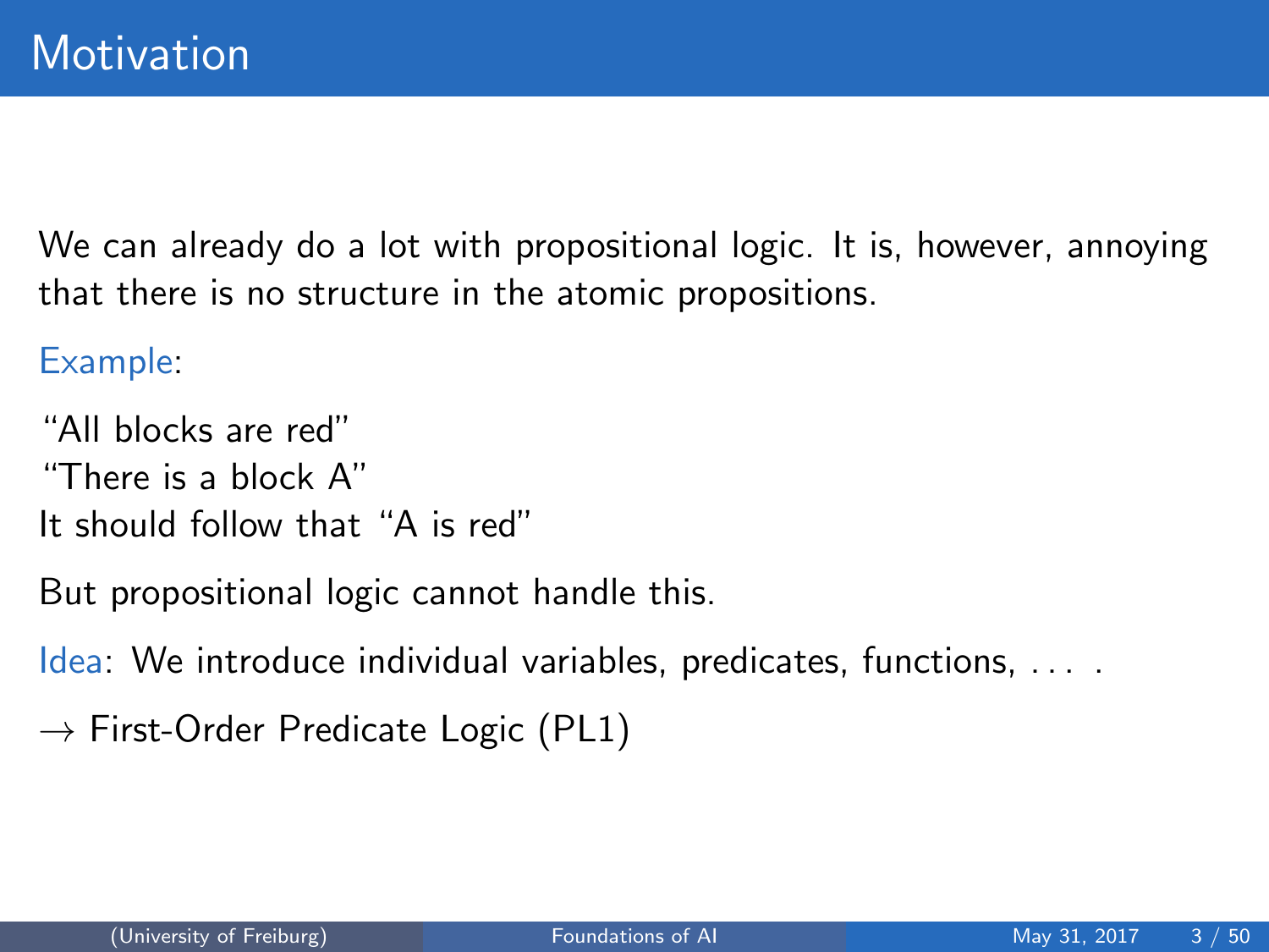# Motivation

We can already do a lot with propositional logic. It is, however, annoying that there is no structure in the atomic propositions.

Example:

"All blocks are red"
"There is a block A"
It should follow that "A is red"

But propositional logic cannot handle this.

Idea: We introduce individual variables, predicates, functions, . . . .

$\rightarrow$ First-Order Predicate Logic (PL1)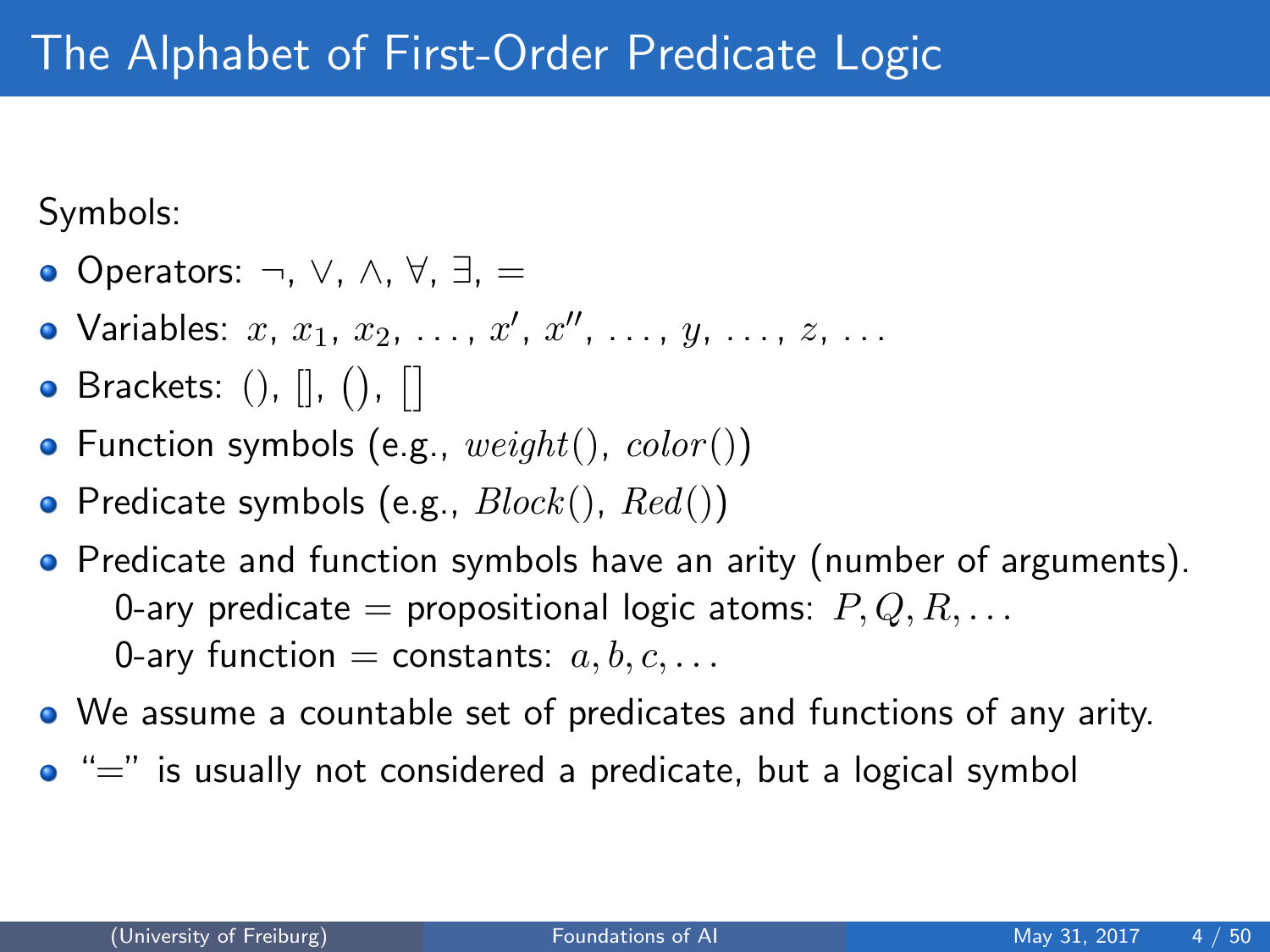# The Alphabet of First-Order Predicate Logic

Symbols:

- Operators: $\neg$, $\vee$, $\wedge$, $\forall$, $\exists$, $=$
- Variables: $x$, $x_1$, $x_2$, $\ldots$, $x'$, $x''$, $\ldots$, $y$, $\ldots$, $z$, $\ldots$
- Brackets: (), [], $()$, $[]$
- Function symbols (e.g., $weight()$, $color()$)
- Predicate symbols (e.g., $Block()$, $Red()$)
- Predicate and function symbols have an arity (number of arguments).
  - 0-ary predicate = propositional logic atoms: $P, Q, R, \ldots$
  - 0-ary function = constants: $a, b, c, \ldots$
- We assume a countable set of predicates and functions of any arity.
- "$=$" is usually not considered a predicate, but a logical symbol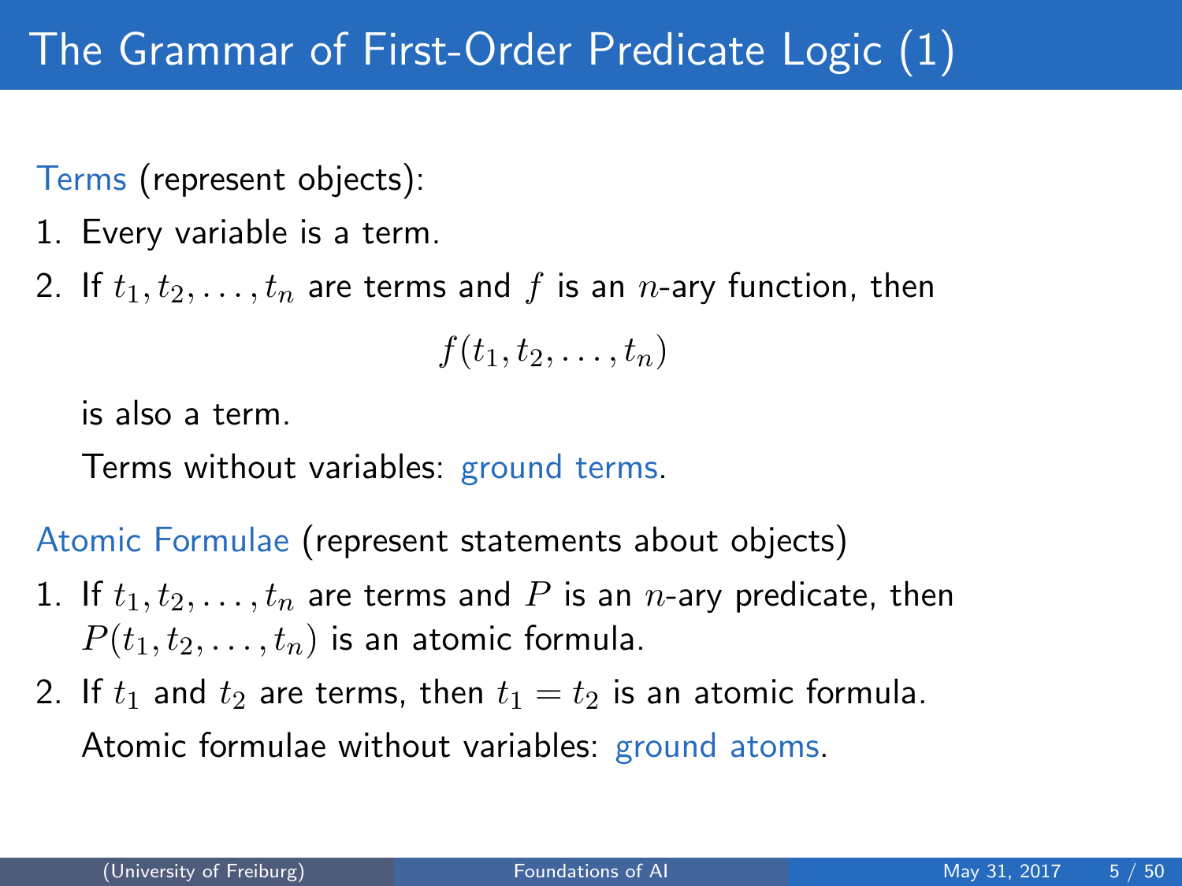# The Grammar of First-Order Predicate Logic (1)

Terms (represent objects):

1. Every variable is a term.
2. If $t_1, t_2, \ldots, t_n$ are terms and $f$ is an $n$-ary function, then

   $$f(t_1, t_2, \ldots, t_n)$$

   is also a term.

   Terms without variables: ground terms.

Atomic Formulae (represent statements about objects)

1. If $t_1, t_2, \ldots, t_n$ are terms and $P$ is an $n$-ary predicate, then $P(t_1, t_2, \ldots, t_n)$ is an atomic formula.
2. If $t_1$ and $t_2$ are terms, then $t_1 = t_2$ is an atomic formula.

   Atomic formulae without variables: ground atoms.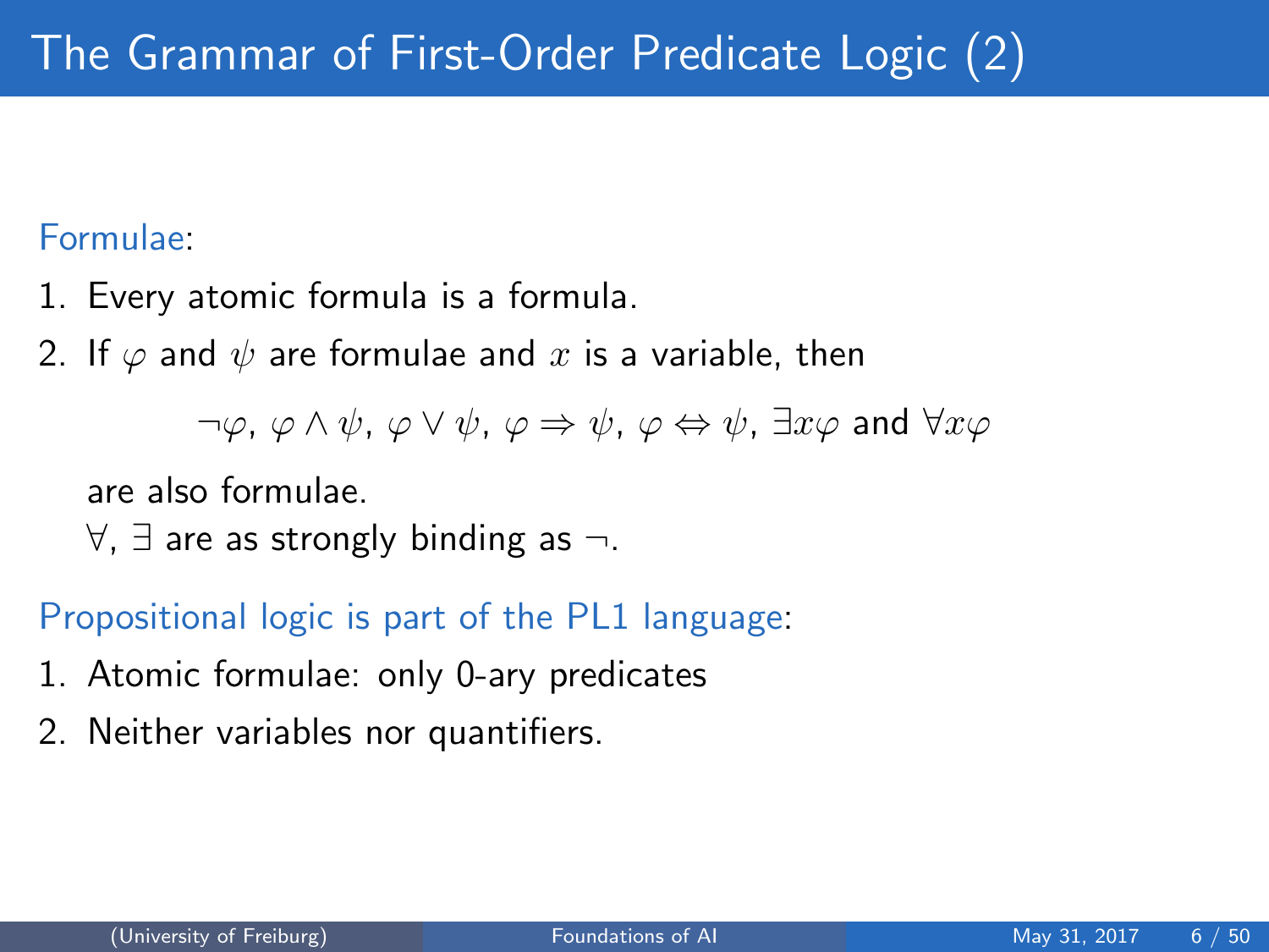# The Grammar of First-Order Predicate Logic (2)

Formulae:

1. Every atomic formula is a formula.
2. If $\varphi$ and $\psi$ are formulae and $x$ is a variable, then

   $$\neg\varphi,\ \varphi \land \psi,\ \varphi \lor \psi,\ \varphi \Rightarrow \psi,\ \varphi \Leftrightarrow \psi,\ \exists x\varphi \text{ and } \forall x\varphi$$

   are also formulae.

   $\forall$, $\exists$ are as strongly binding as $\neg$.

Propositional logic is part of the PL1 language:

1. Atomic formulae: only 0-ary predicates
2. Neither variables nor quantifiers.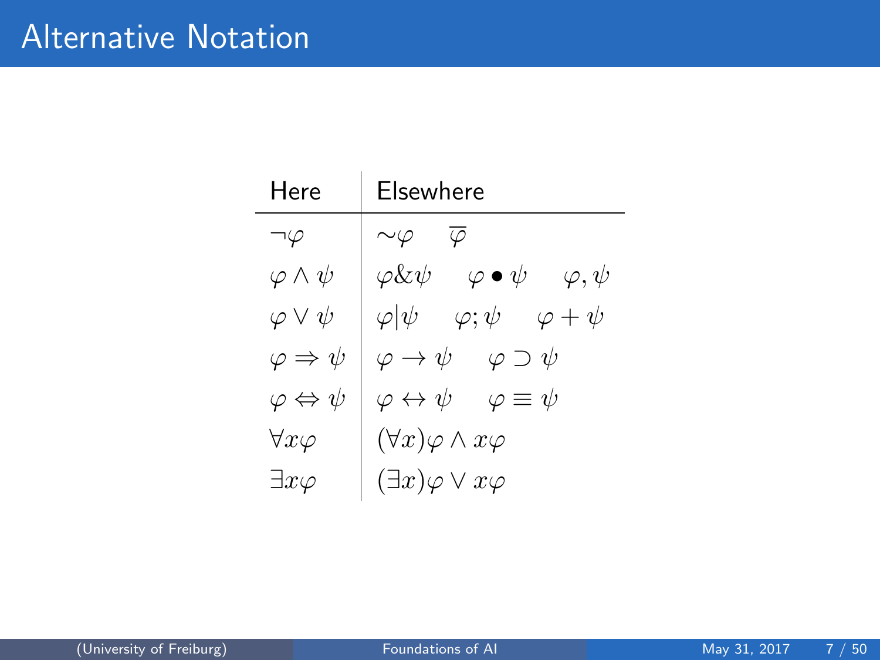# Alternative Notation

| Here | Elsewhere |
|---|---|
| $\neg\varphi$ | $\sim\varphi \quad \overline{\varphi}$ |
| $\varphi \wedge \psi$ | $\varphi \& \psi \quad \varphi \bullet \psi \quad \varphi, \psi$ |
| $\varphi \vee \psi$ | $\varphi \vert \psi \quad \varphi ; \psi \quad \varphi + \psi$ |
| $\varphi \Rightarrow \psi$ | $\varphi \rightarrow \psi \quad \varphi \supset \psi$ |
| $\varphi \Leftrightarrow \psi$ | $\varphi \leftrightarrow \psi \quad \varphi \equiv \psi$ |
| $\forall x \varphi$ | $(\forall x)\varphi \wedge x\varphi$ |
| $\exists x \varphi$ | $(\exists x)\varphi \vee x\varphi$ |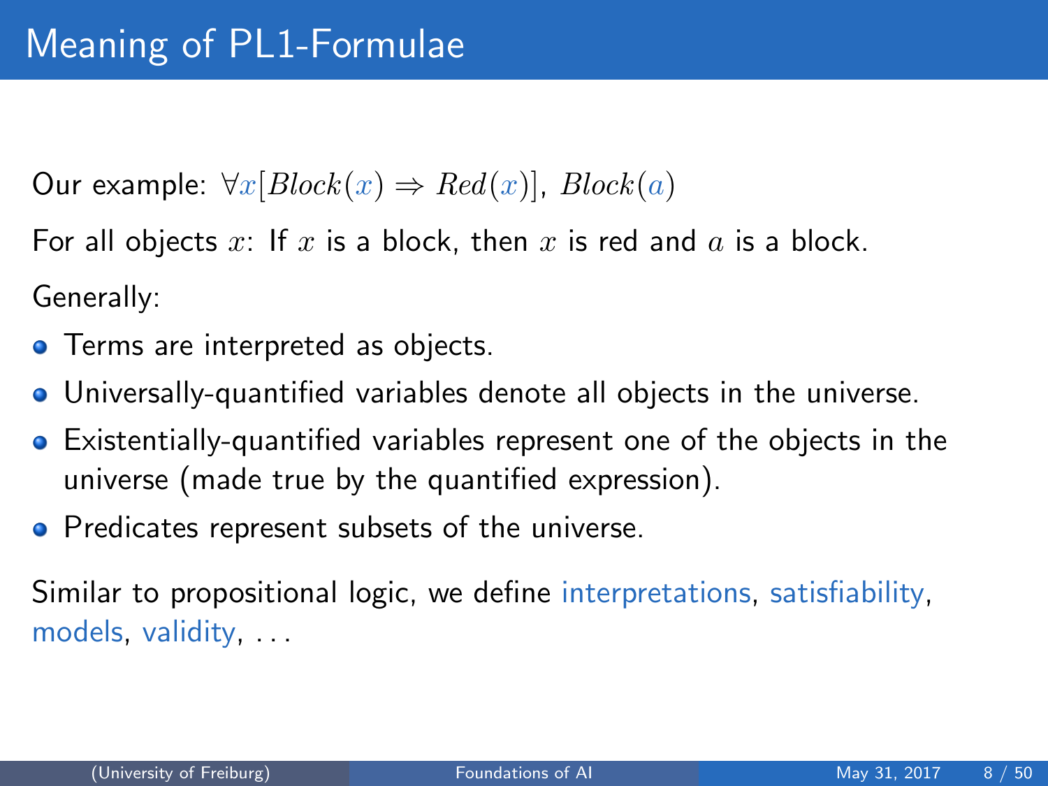# Meaning of PL1-Formulae

Our example: $\forall x[Block(x) \Rightarrow Red(x)]$, $Block(a)$

For all objects $x$: If $x$ is a block, then $x$ is red and $a$ is a block.

Generally:

- Terms are interpreted as objects.
- Universally-quantified variables denote all objects in the universe.
- Existentially-quantified variables represent one of the objects in the universe (made true by the quantified expression).
- Predicates represent subsets of the universe.

Similar to propositional logic, we define interpretations, satisfiability, models, validity, . . .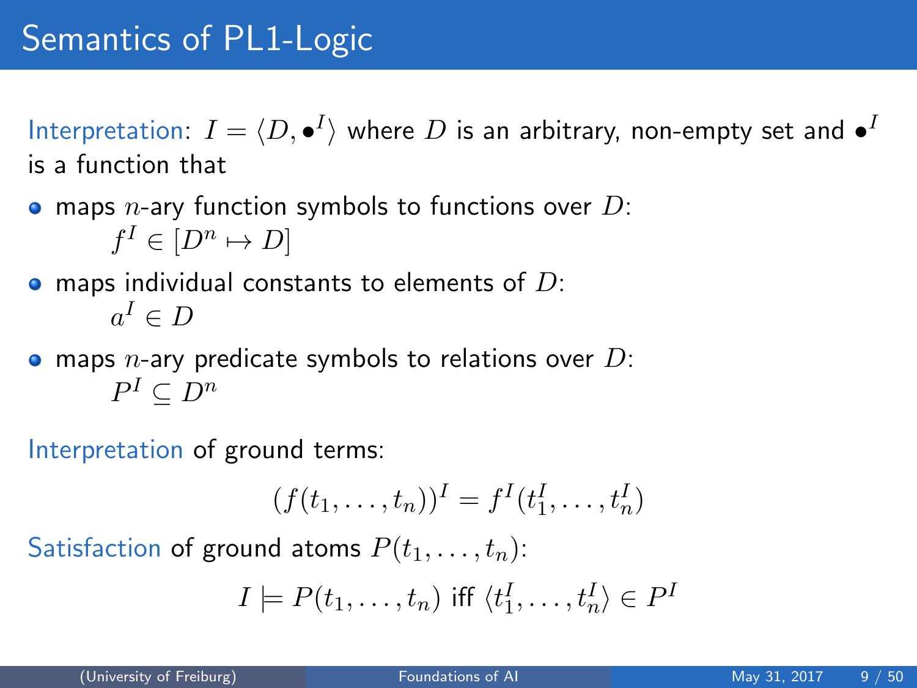# Semantics of PL1-Logic

Interpretation: $I = \langle D, \bullet^I \rangle$ where $D$ is an arbitrary, non-empty set and $\bullet^I$ is a function that

- maps $n$-ary function symbols to functions over $D$:
  $f^I \in [D^n \mapsto D]$
- maps individual constants to elements of $D$:
  $a^I \in D$
- maps $n$-ary predicate symbols to relations over $D$:
  $P^I \subseteq D^n$

Interpretation of ground terms:

$$(f(t_1, \ldots, t_n))^I = f^I(t_1^I, \ldots, t_n^I)$$

Satisfaction of ground atoms $P(t_1, \ldots, t_n)$:

$$I \models P(t_1, \ldots, t_n) \text{ iff } \langle t_1^I, \ldots, t_n^I \rangle \in P^I$$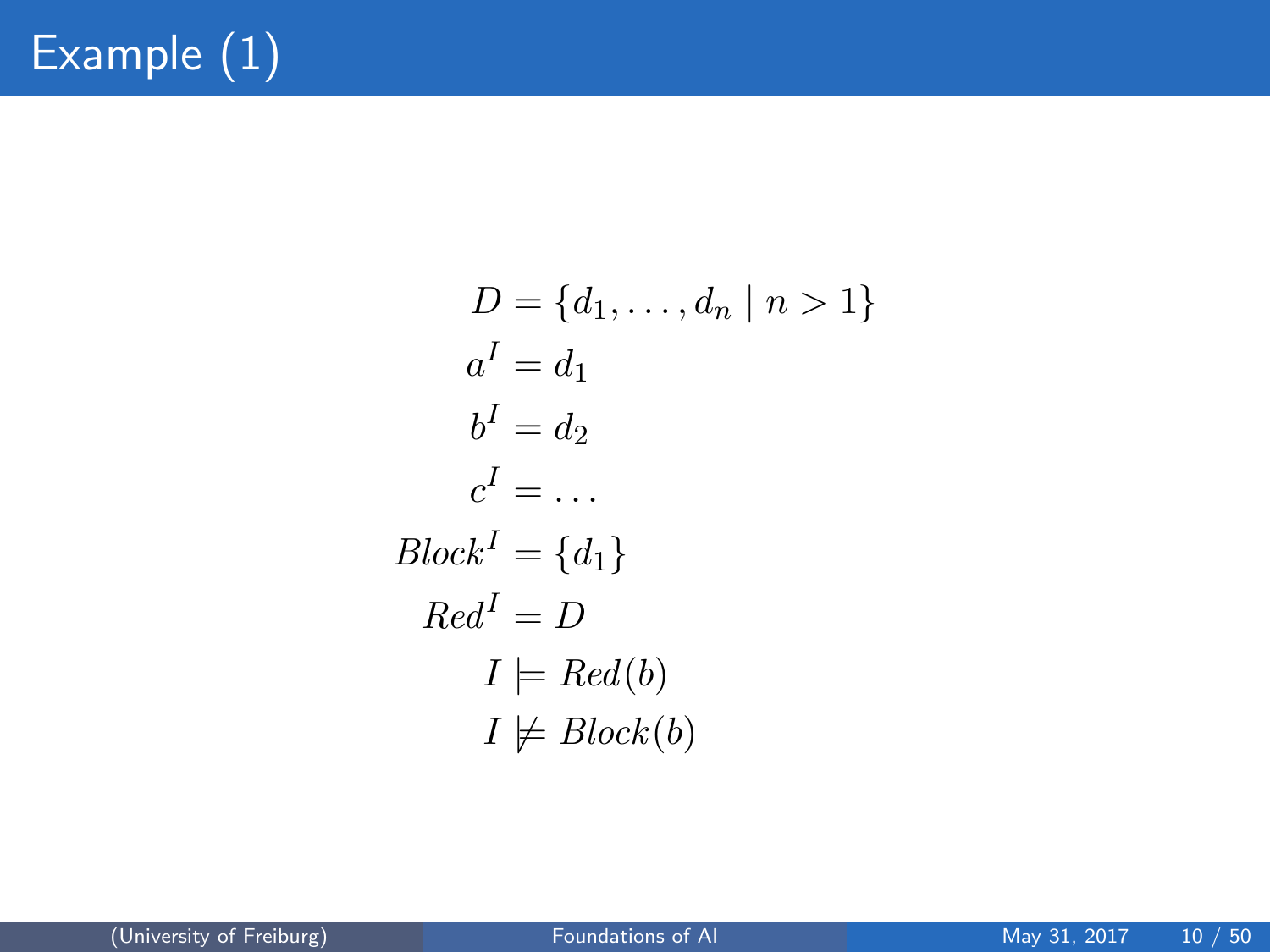# Example (1)

$$
\begin{aligned}
D &= \{d_1, \ldots, d_n \mid n > 1\} \\
a^I &= d_1 \\
b^I &= d_2 \\
c^I &= \ldots \\
Block^I &= \{d_1\} \\
Red^I &= D \\
I &\models Red(b) \\
I &\not\models Block(b)
\end{aligned}
$$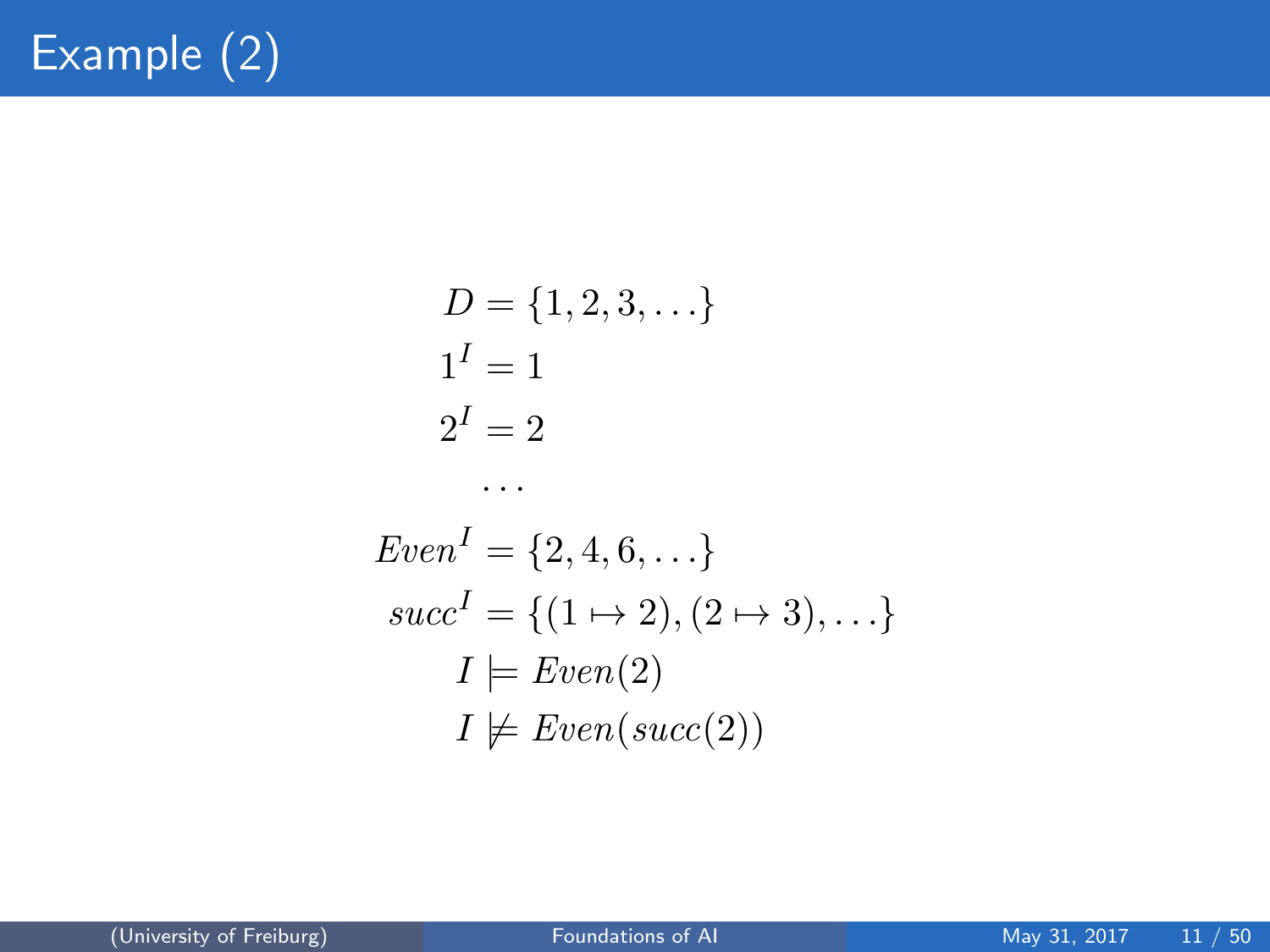# Example (2)

$$
\begin{aligned}
D &= \{1, 2, 3, \dots\} \\
1^I &= 1 \\
2^I &= 2 \\
&\dots \\
Even^I &= \{2, 4, 6, \dots\} \\
succ^I &= \{(1 \mapsto 2), (2 \mapsto 3), \dots\} \\
I &\models Even(2) \\
I &\not\models Even(succ(2))
\end{aligned}
$$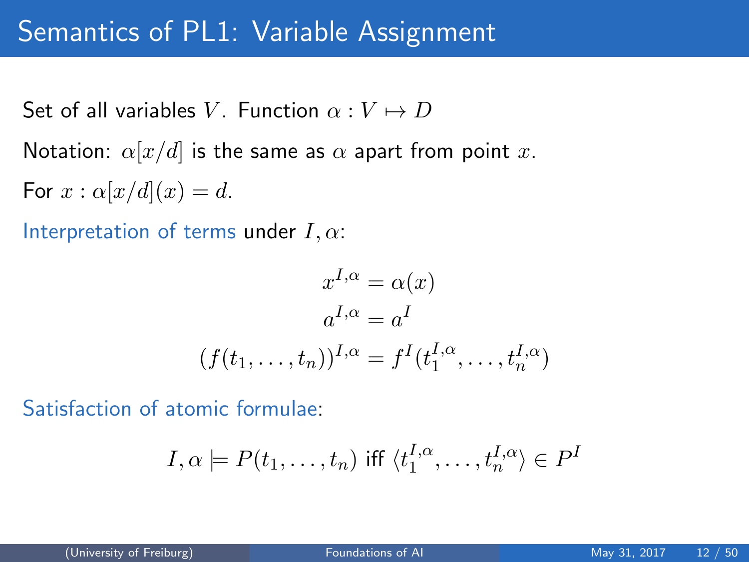# Semantics of PL1: Variable Assignment

Set of all variables $V$. Function $\alpha : V \mapsto D$

Notation: $\alpha[x/d]$ is the same as $\alpha$ apart from point $x$.

For $x : \alpha[x/d](x) = d$.

Interpretation of terms under $I, \alpha$:

$$x^{I,\alpha} = \alpha(x)$$

$$a^{I,\alpha} = a^{I}$$

$$(f(t_1, \ldots, t_n))^{I,\alpha} = f^{I}(t_1^{I,\alpha}, \ldots, t_n^{I,\alpha})$$

Satisfaction of atomic formulae:

$$I, \alpha \models P(t_1, \ldots, t_n) \text{ iff } \langle t_1^{I,\alpha}, \ldots, t_n^{I,\alpha} \rangle \in P^{I}$$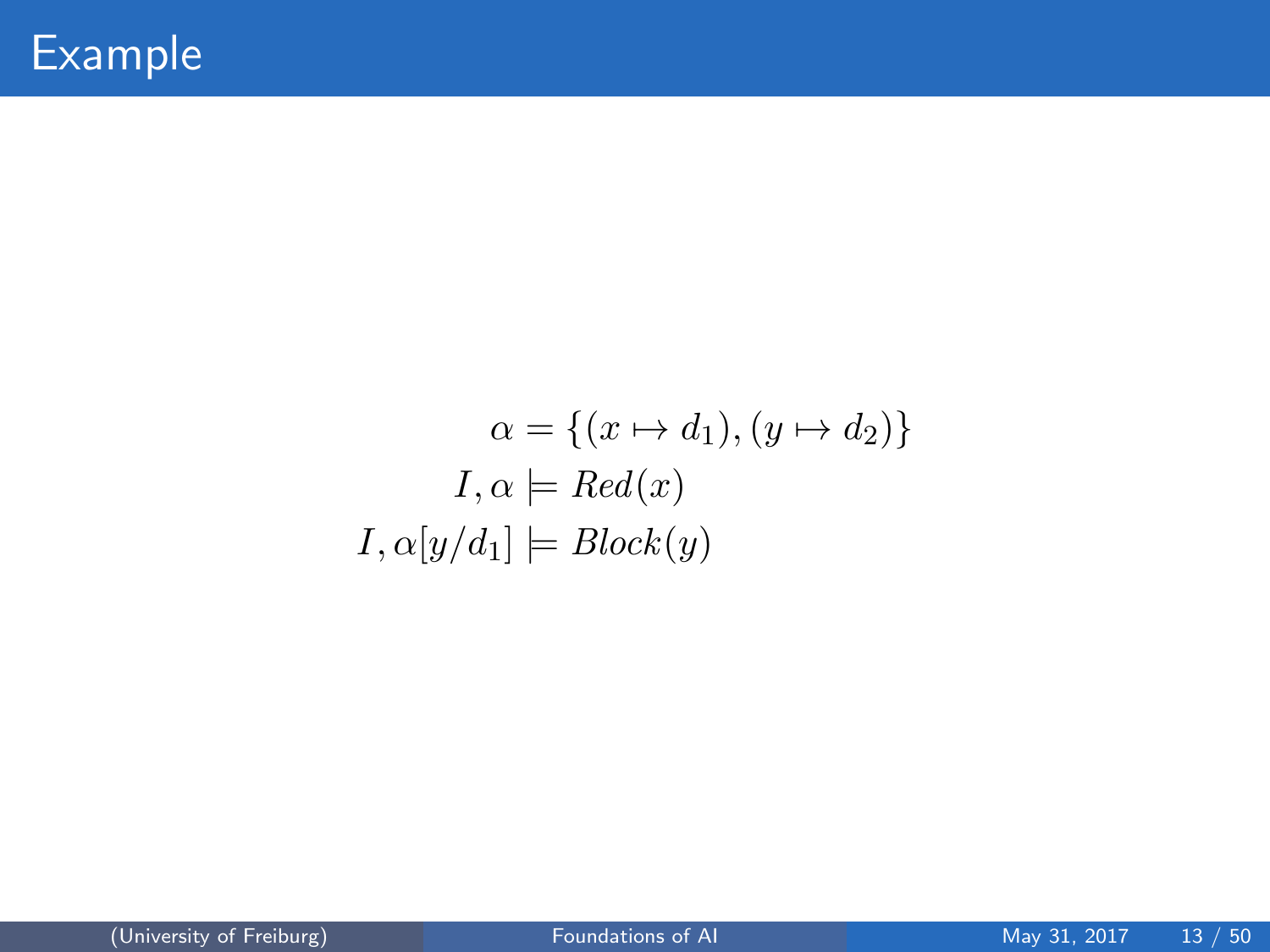# Example

$$
\begin{aligned}
\alpha &= \{(x \mapsto d_1), (y \mapsto d_2)\} \\
I, \alpha &\models \mathit{Red}(x) \\
I, \alpha[y/d_1] &\models \mathit{Block}(y)
\end{aligned}
$$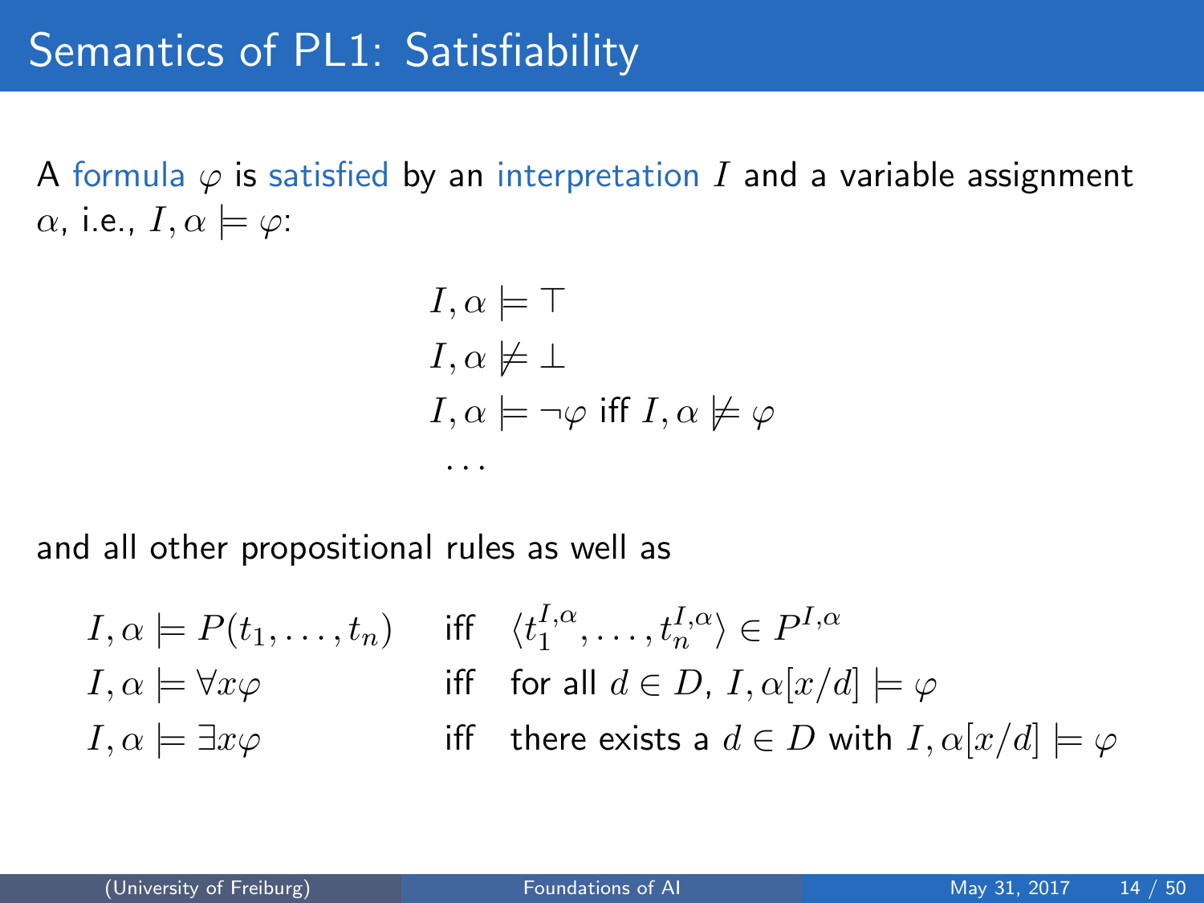# Semantics of PL1: Satisfiability

A formula $\varphi$ is satisfied by an interpretation $I$ and a variable assignment $\alpha$, i.e., $I, \alpha \models \varphi$:

$$
\begin{aligned}
&I, \alpha \models \top \\
&I, \alpha \not\models \bot \\
&I, \alpha \models \neg\varphi \text{ iff } I, \alpha \not\models \varphi \\
&\ldots
\end{aligned}
$$

and all other propositional rules as well as

$$
\begin{aligned}
&I, \alpha \models P(t_1, \ldots, t_n) && \text{iff} \quad \langle t_1^{I,\alpha}, \ldots, t_n^{I,\alpha} \rangle \in P^{I,\alpha} \\
&I, \alpha \models \forall x \varphi && \text{iff} \quad \text{for all } d \in D,\ I, \alpha[x/d] \models \varphi \\
&I, \alpha \models \exists x \varphi && \text{iff} \quad \text{there exists a } d \in D \text{ with } I, \alpha[x/d] \models \varphi
\end{aligned}
$$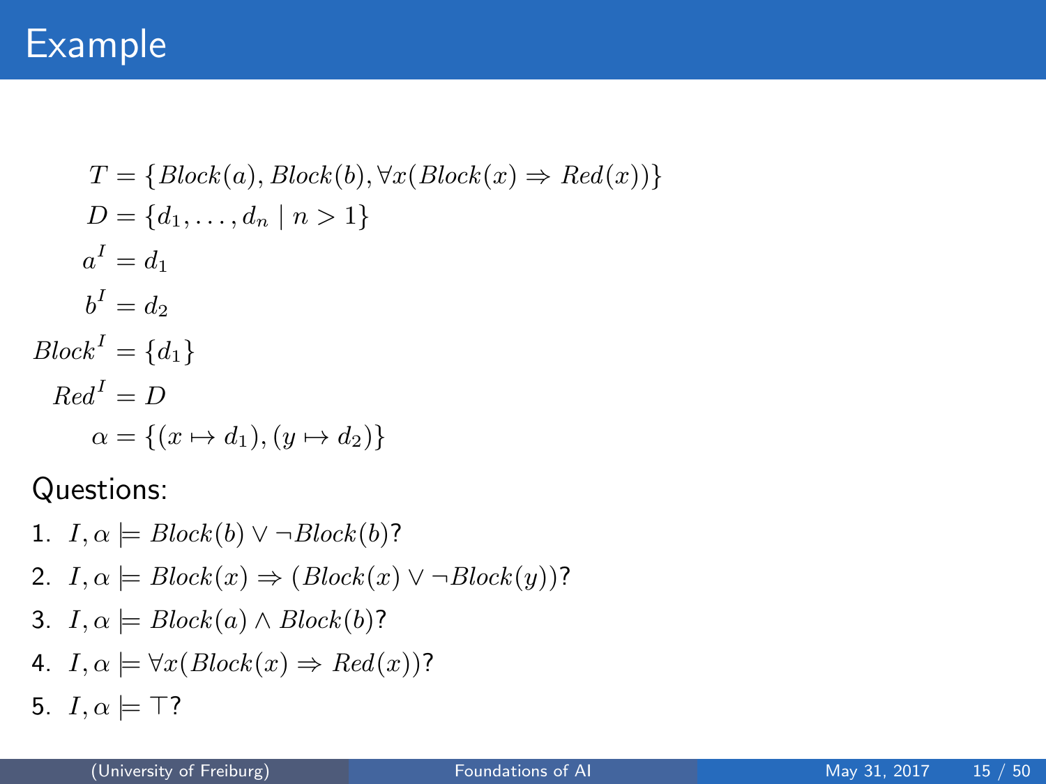# Example

$$
\begin{aligned}
T &= \{Block(a), Block(b), \forall x(Block(x) \Rightarrow Red(x))\} \\
D &= \{d_1, \ldots, d_n \mid n > 1\} \\
a^I &= d_1 \\
b^I &= d_2 \\
Block^I &= \{d_1\} \\
Red^I &= D \\
\alpha &= \{(x \mapsto d_1), (y \mapsto d_2)\}
\end{aligned}
$$

Questions:

1. $I, \alpha \models Block(b) \vee \neg Block(b)$?
2. $I, \alpha \models Block(x) \Rightarrow (Block(x) \vee \neg Block(y))$?
3. $I, \alpha \models Block(a) \wedge Block(b)$?
4. $I, \alpha \models \forall x(Block(x) \Rightarrow Red(x))$?
5. $I, \alpha \models \top$?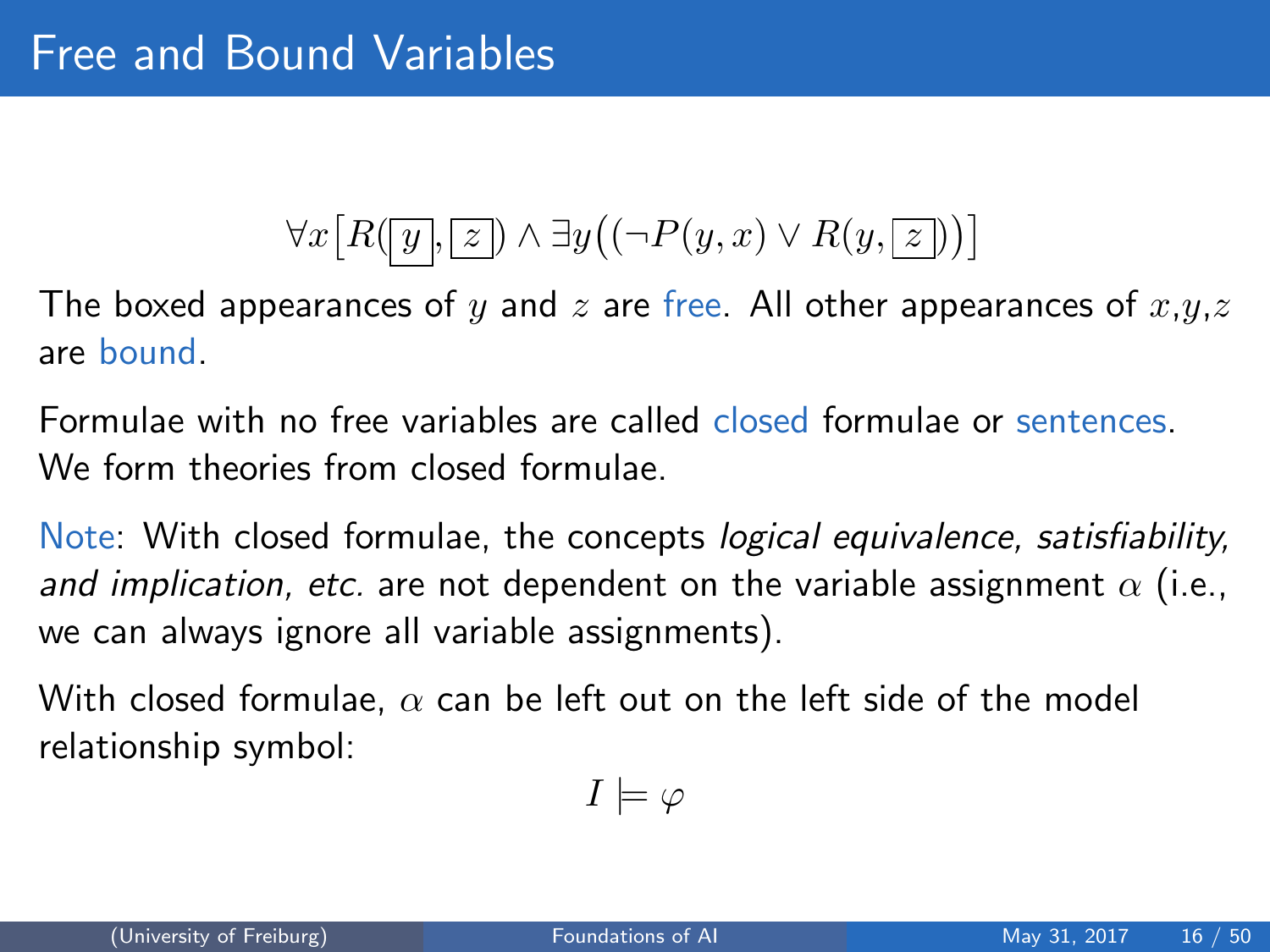# Free and Bound Variables

$$\forall x \big[ R(\boxed{y}, \boxed{z}) \land \exists y \big( (\neg P(y,x) \lor R(y, \boxed{z}) \big) \big]$$

The boxed appearances of $y$ and $z$ are free. All other appearances of $x$,$y$,$z$ are bound.

Formulae with no free variables are called closed formulae or sentences. We form theories from closed formulae.

Note: With closed formulae, the concepts *logical equivalence, satisfiability, and implication, etc.* are not dependent on the variable assignment $\alpha$ (i.e., we can always ignore all variable assignments).

With closed formulae, $\alpha$ can be left out on the left side of the model relationship symbol:

$$I \models \varphi$$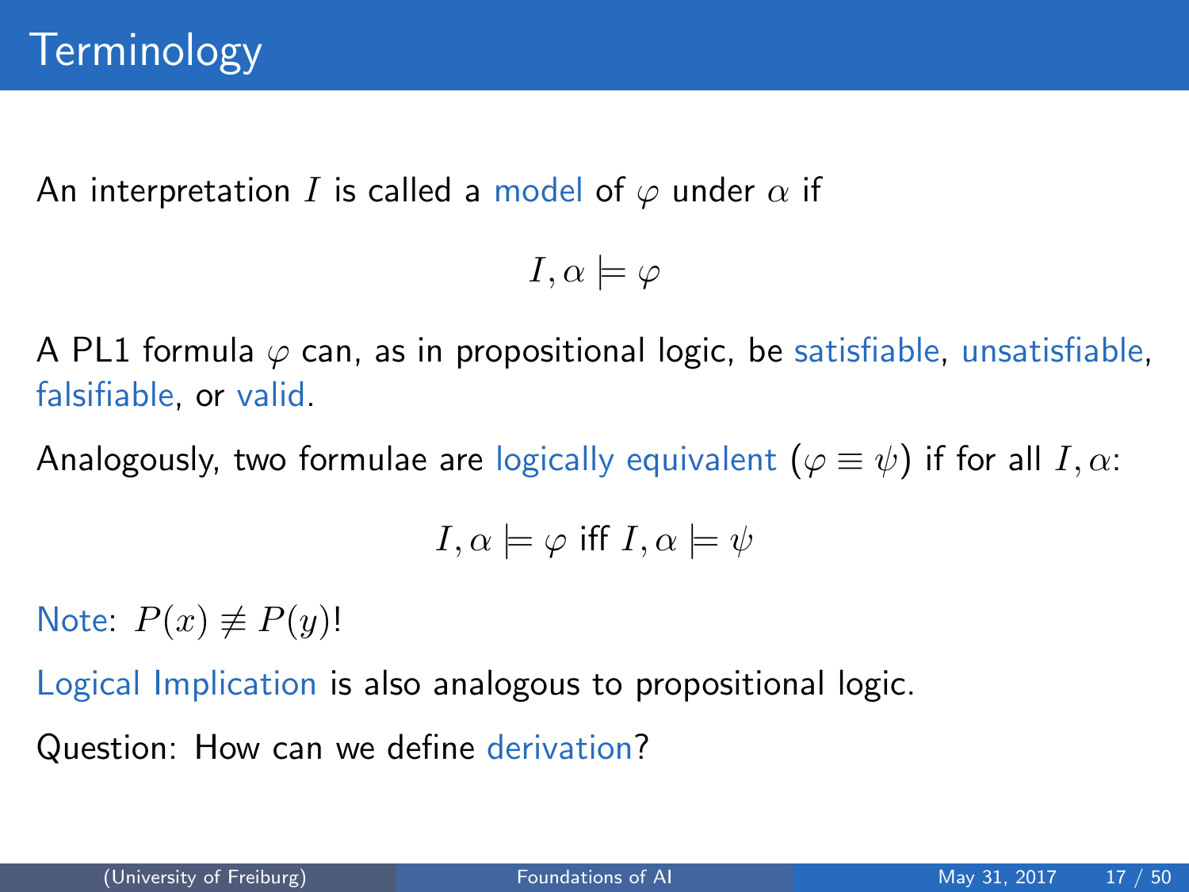# Terminology

An interpretation $I$ is called a model of $\varphi$ under $\alpha$ if

$$I, \alpha \models \varphi$$

A PL1 formula $\varphi$ can, as in propositional logic, be satisfiable, unsatisfiable, falsifiable, or valid.

Analogously, two formulae are logically equivalent ($\varphi \equiv \psi$) if for all $I, \alpha$:

$$I, \alpha \models \varphi \text{ iff } I, \alpha \models \psi$$

Note: $P(x) \not\equiv P(y)$!

Logical Implication is also analogous to propositional logic.

Question: How can we define derivation?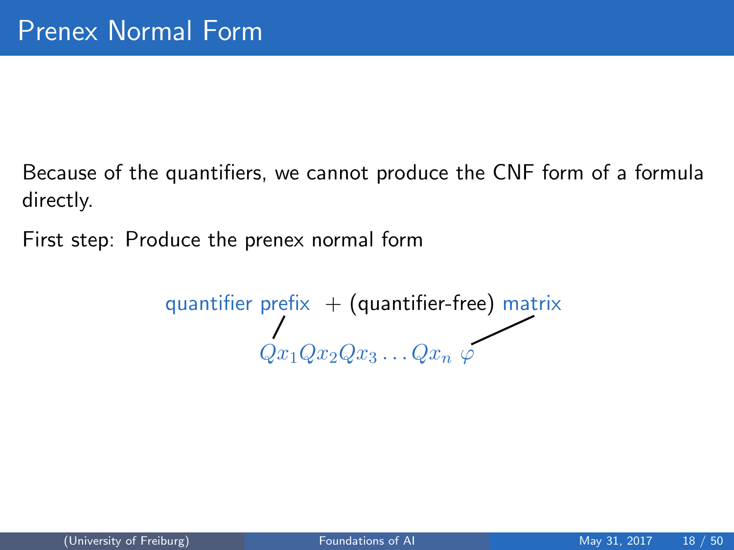# Prenex Normal Form

Because of the quantifiers, we cannot produce the CNF form of a formula directly.

First step: Produce the prenex normal form

quantifier prefix + (quantifier-free) matrix

$$Qx_1 Qx_2 Qx_3 \ldots Qx_n \, \varphi$$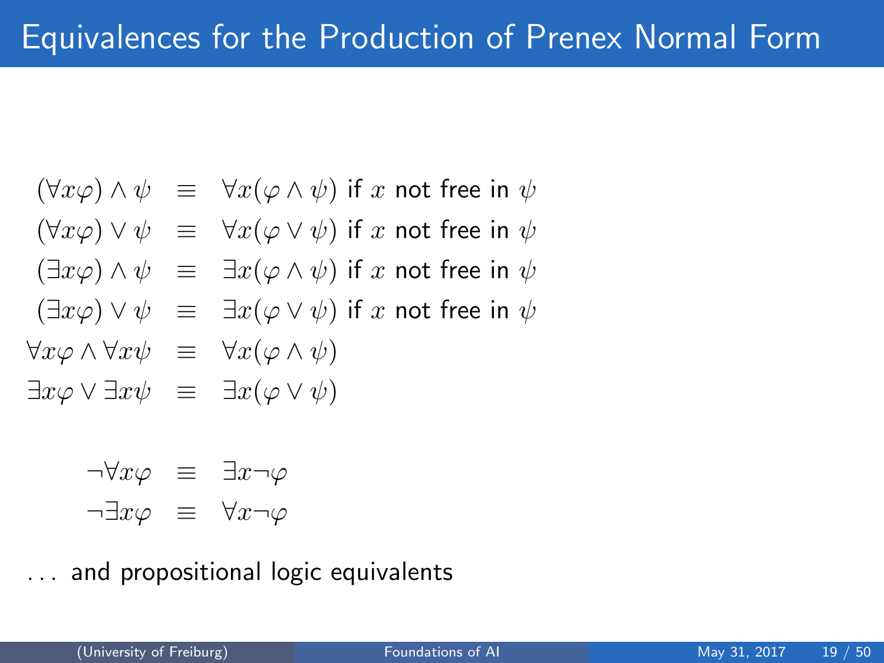# Equivalences for the Production of Prenex Normal Form

$$
\begin{aligned}
(\forall x \varphi) \wedge \psi &\equiv \forall x(\varphi \wedge \psi) \text{ if } x \text{ not free in } \psi \\
(\forall x \varphi) \vee \psi &\equiv \forall x(\varphi \vee \psi) \text{ if } x \text{ not free in } \psi \\
(\exists x \varphi) \wedge \psi &\equiv \exists x(\varphi \wedge \psi) \text{ if } x \text{ not free in } \psi \\
(\exists x \varphi) \vee \psi &\equiv \exists x(\varphi \vee \psi) \text{ if } x \text{ not free in } \psi \\
\forall x \varphi \wedge \forall x \psi &\equiv \forall x(\varphi \wedge \psi) \\
\exists x \varphi \vee \exists x \psi &\equiv \exists x(\varphi \vee \psi)
\end{aligned}
$$

$$
\begin{aligned}
\neg \forall x \varphi &\equiv \exists x \neg \varphi \\
\neg \exists x \varphi &\equiv \forall x \neg \varphi
\end{aligned}
$$

... and propositional logic equivalents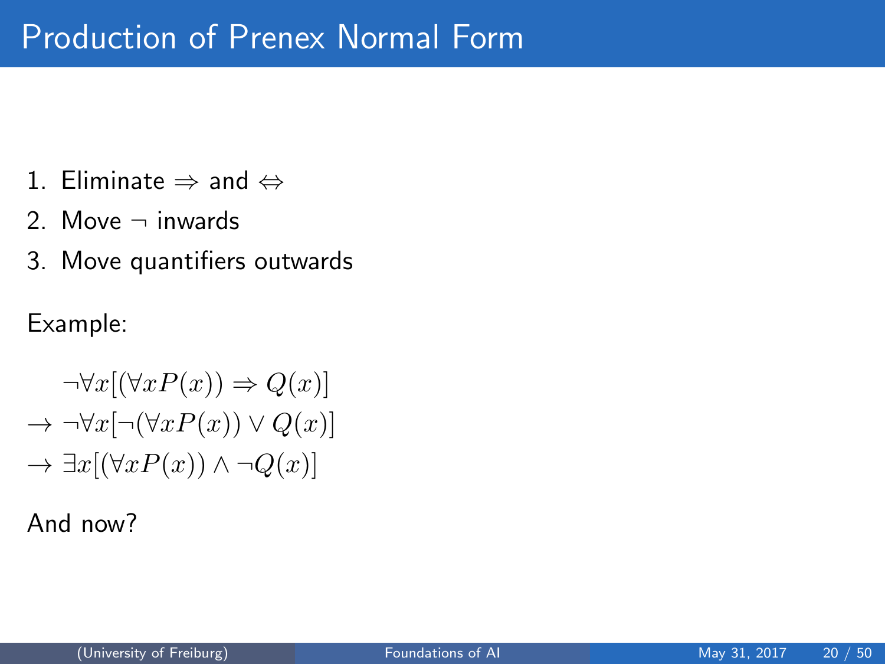# Production of Prenex Normal Form

1. Eliminate $\Rightarrow$ and $\Leftrightarrow$
2. Move $\neg$ inwards
3. Move quantifiers outwards

Example:

$$
\begin{aligned}
& \neg\forall x[(\forall x P(x)) \Rightarrow Q(x)] \\
\rightarrow\ & \neg\forall x[\neg(\forall x P(x)) \vee Q(x)] \\
\rightarrow\ & \exists x[(\forall x P(x)) \wedge \neg Q(x)]
\end{aligned}
$$

And now?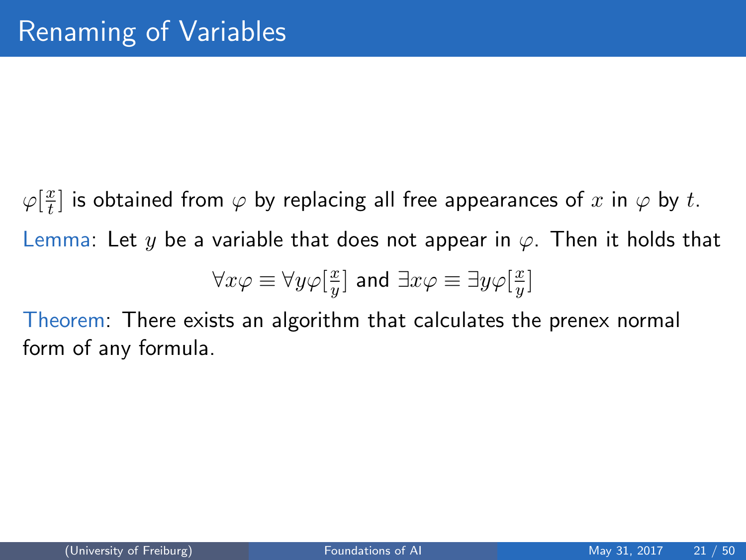# Renaming of Variables

$\varphi[\frac{x}{t}]$ is obtained from $\varphi$ by replacing all free appearances of $x$ in $\varphi$ by $t$.

Lemma: Let $y$ be a variable that does not appear in $\varphi$. Then it holds that

$$\forall x\varphi \equiv \forall y\varphi[\tfrac{x}{y}] \text{ and } \exists x\varphi \equiv \exists y\varphi[\tfrac{x}{y}]$$

Theorem: There exists an algorithm that calculates the prenex normal form of any formula.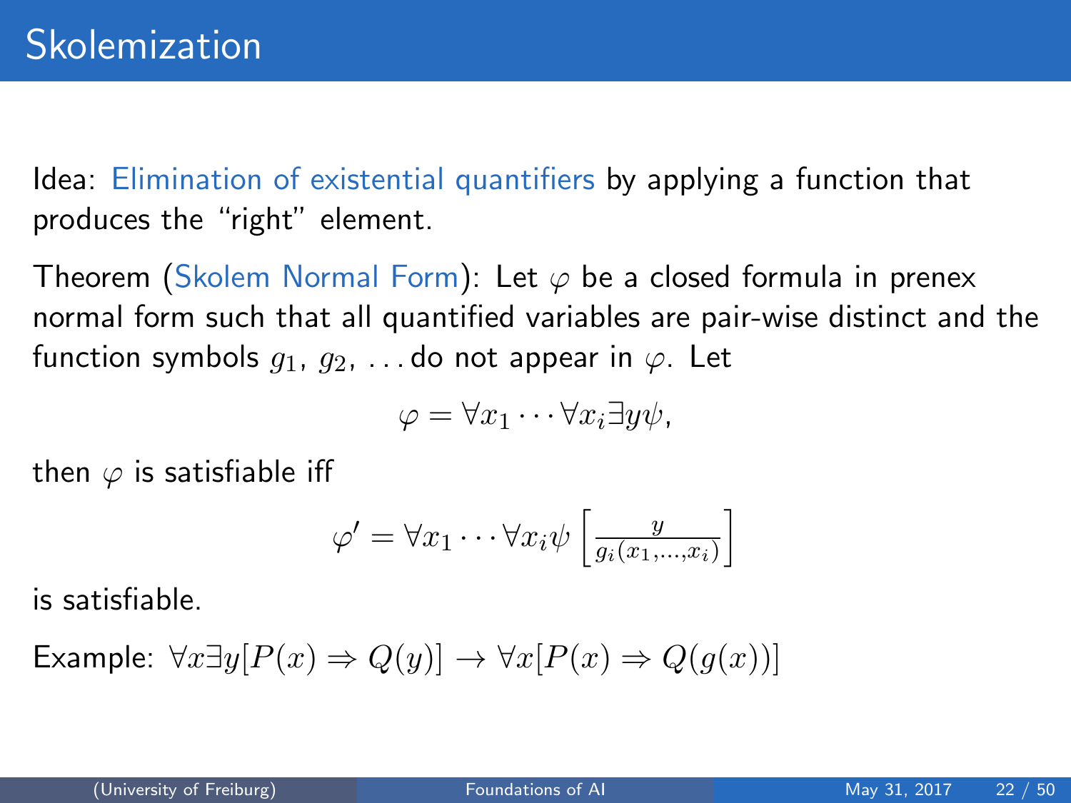# Skolemization

Idea: Elimination of existential quantifiers by applying a function that produces the "right" element.

Theorem (Skolem Normal Form): Let $\varphi$ be a closed formula in prenex normal form such that all quantified variables are pair-wise distinct and the function symbols $g_1$, $g_2$, ... do not appear in $\varphi$. Let

$$\varphi = \forall x_1 \cdots \forall x_i \exists y \psi,$$

then $\varphi$ is satisfiable iff

$$\varphi' = \forall x_1 \cdots \forall x_i \psi \left[ \frac{y}{g_i(x_1, \ldots, x_i)} \right]$$

is satisfiable.

Example: $\forall x \exists y [P(x) \Rightarrow Q(y)] \rightarrow \forall x [P(x) \Rightarrow Q(g(x))]$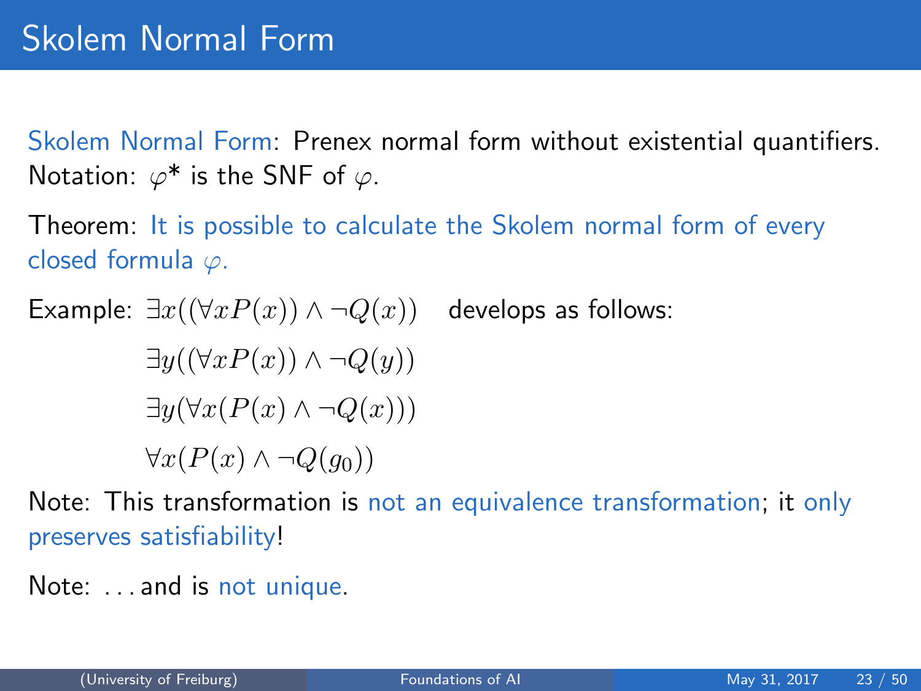# Skolem Normal Form

Skolem Normal Form: Prenex normal form without existential quantifiers.
Notation: $\varphi^*$ is the SNF of $\varphi$.

Theorem: It is possible to calculate the Skolem normal form of every closed formula $\varphi$.

Example: $\exists x((\forall x P(x)) \land \neg Q(x))$ develops as follows:

$$\exists y((\forall x P(x)) \land \neg Q(y))$$

$$\exists y(\forall x(P(x) \land \neg Q(x)))$$

$$\forall x(P(x) \land \neg Q(g_0))$$

Note: This transformation is not an equivalence transformation; it only preserves satisfiability!

Note: ... and is not unique.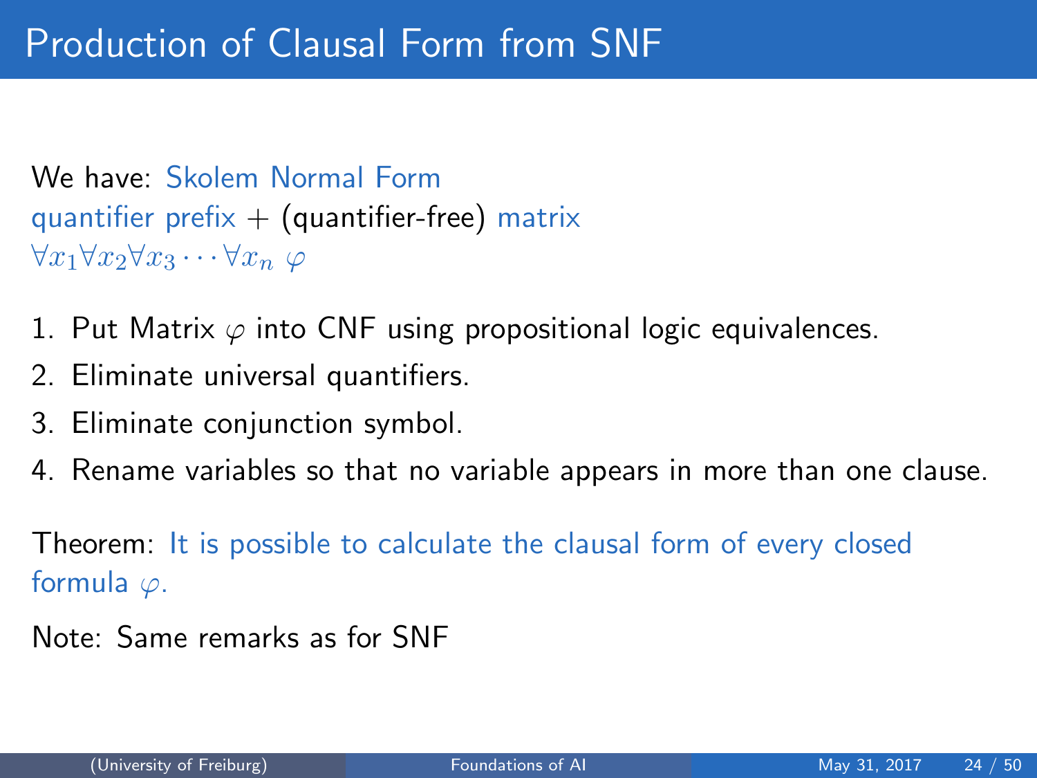# Production of Clausal Form from SNF

We have: Skolem Normal Form
quantifier prefix + (quantifier-free) matrix
$\forall x_1 \forall x_2 \forall x_3 \cdots \forall x_n \ \varphi$

1. Put Matrix $\varphi$ into CNF using propositional logic equivalences.
2. Eliminate universal quantifiers.
3. Eliminate conjunction symbol.
4. Rename variables so that no variable appears in more than one clause.

Theorem: It is possible to calculate the clausal form of every closed formula $\varphi$.

Note: Same remarks as for SNF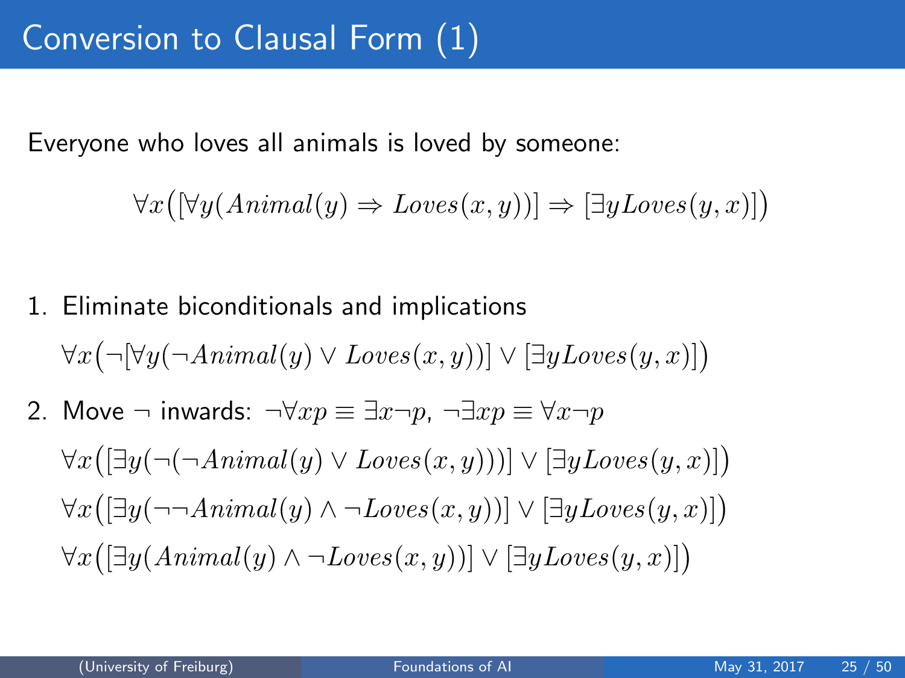# Conversion to Clausal Form (1)

Everyone who loves all animals is loved by someone:

$$\forall x\big([\forall y(Animal(y) \Rightarrow Loves(x,y))] \Rightarrow [\exists y Loves(y,x)]\big)$$

1. Eliminate biconditionals and implications

   $\forall x\big(\neg[\forall y(\neg Animal(y) \lor Loves(x,y))] \lor [\exists y Loves(y,x)]\big)$

2. Move $\neg$ inwards: $\neg\forall x p \equiv \exists x \neg p$, $\neg\exists x p \equiv \forall x \neg p$

   $\forall x\big([\exists y(\neg(\neg Animal(y) \lor Loves(x,y)))] \lor [\exists y Loves(y,x)]\big)$

   $\forall x\big([\exists y(\neg\neg Animal(y) \land \neg Loves(x,y))] \lor [\exists y Loves(y,x)]\big)$

   $\forall x\big([\exists y(Animal(y) \land \neg Loves(x,y))] \lor [\exists y Loves(y,x)]\big)$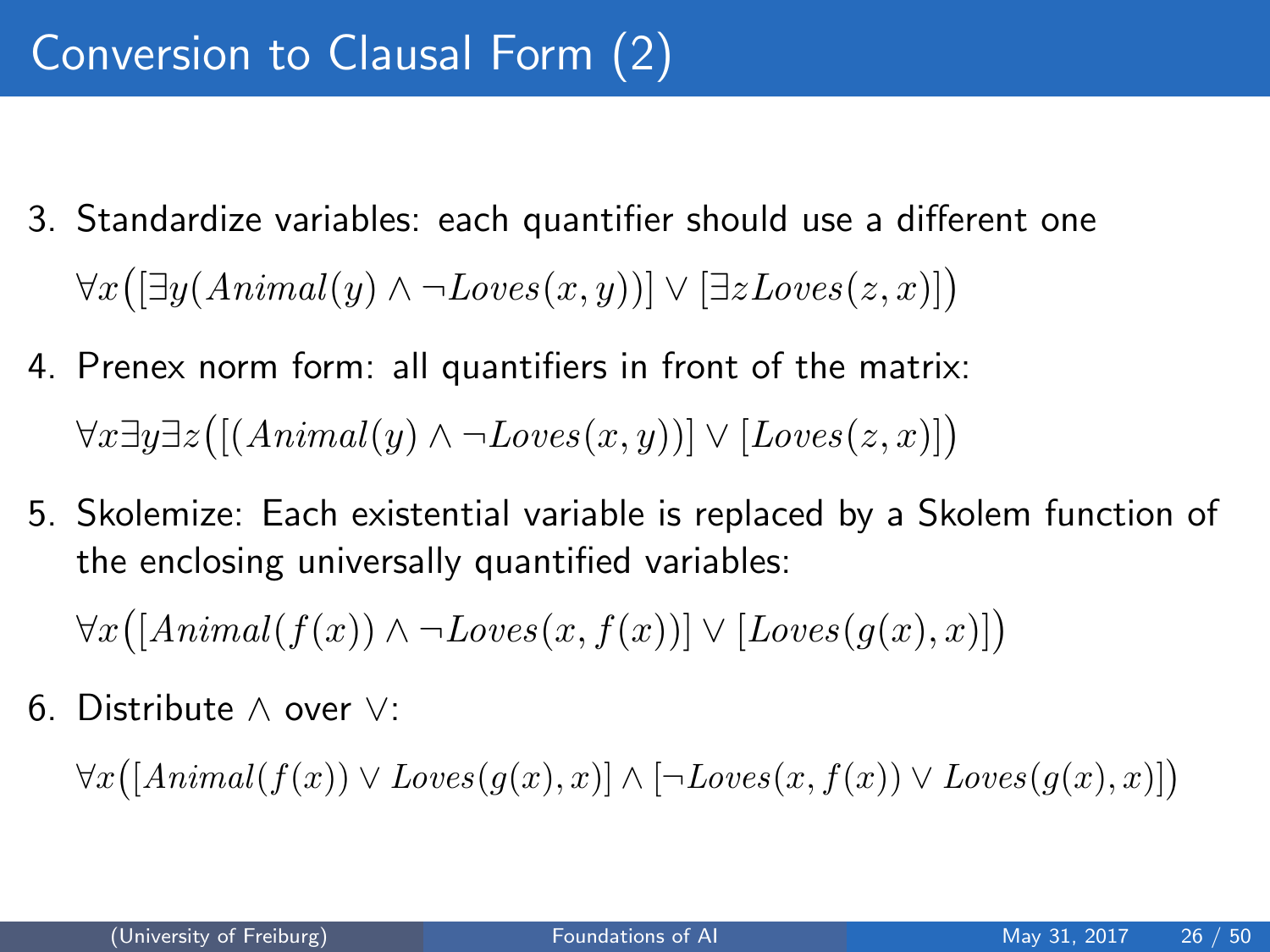# Conversion to Clausal Form (2)

3. Standardize variables: each quantifier should use a different one

   $\forall x\big([\exists y(Animal(y) \land \neg Loves(x,y))] \lor [\exists z Loves(z,x)]\big)$

4. Prenex norm form: all quantifiers in front of the matrix:

   $\forall x \exists y \exists z\big([(Animal(y) \land \neg Loves(x,y))] \lor [Loves(z,x)]\big)$

5. Skolemize: Each existential variable is replaced by a Skolem function of the enclosing universally quantified variables:

   $\forall x\big([Animal(f(x)) \land \neg Loves(x,f(x))] \lor [Loves(g(x),x)]\big)$

6. Distribute $\land$ over $\lor$:

   $\forall x\big([Animal(f(x)) \lor Loves(g(x),x)] \land [\neg Loves(x,f(x)) \lor Loves(g(x),x)]\big)$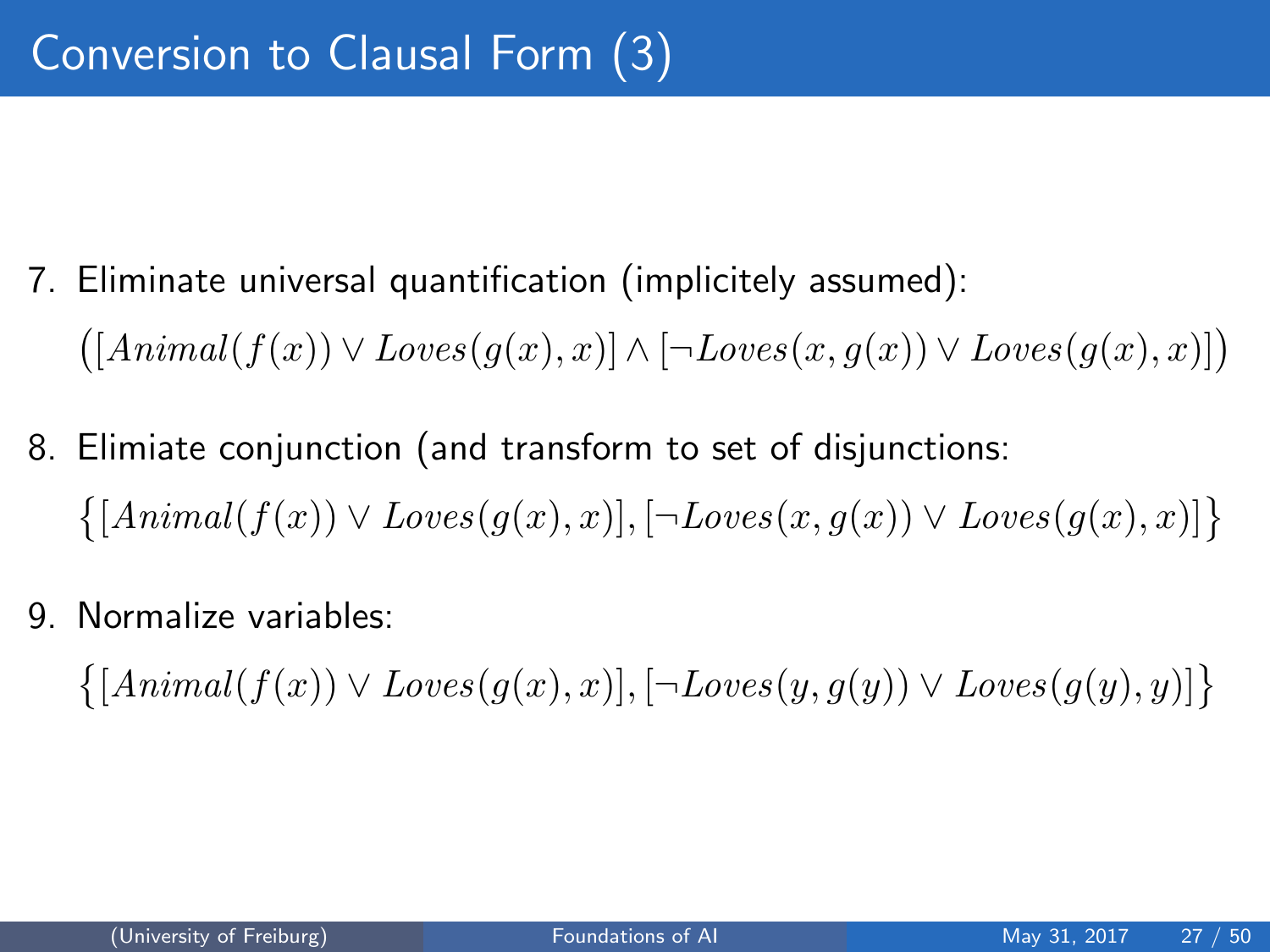# Conversion to Clausal Form (3)

7. Eliminate universal quantification (implicitely assumed):

$$\big([Animal(f(x)) \vee Loves(g(x), x)] \wedge [\neg Loves(x, g(x)) \vee Loves(g(x), x)]\big)$$

8. Elimiate conjunction (and transform to set of disjunctions:

$$\big\{[Animal(f(x)) \vee Loves(g(x), x)], [\neg Loves(x, g(x)) \vee Loves(g(x), x)]\big\}$$

9. Normalize variables:

$$\big\{[Animal(f(x)) \vee Loves(g(x), x)], [\neg Loves(y, g(y)) \vee Loves(g(y), y)]\big\}$$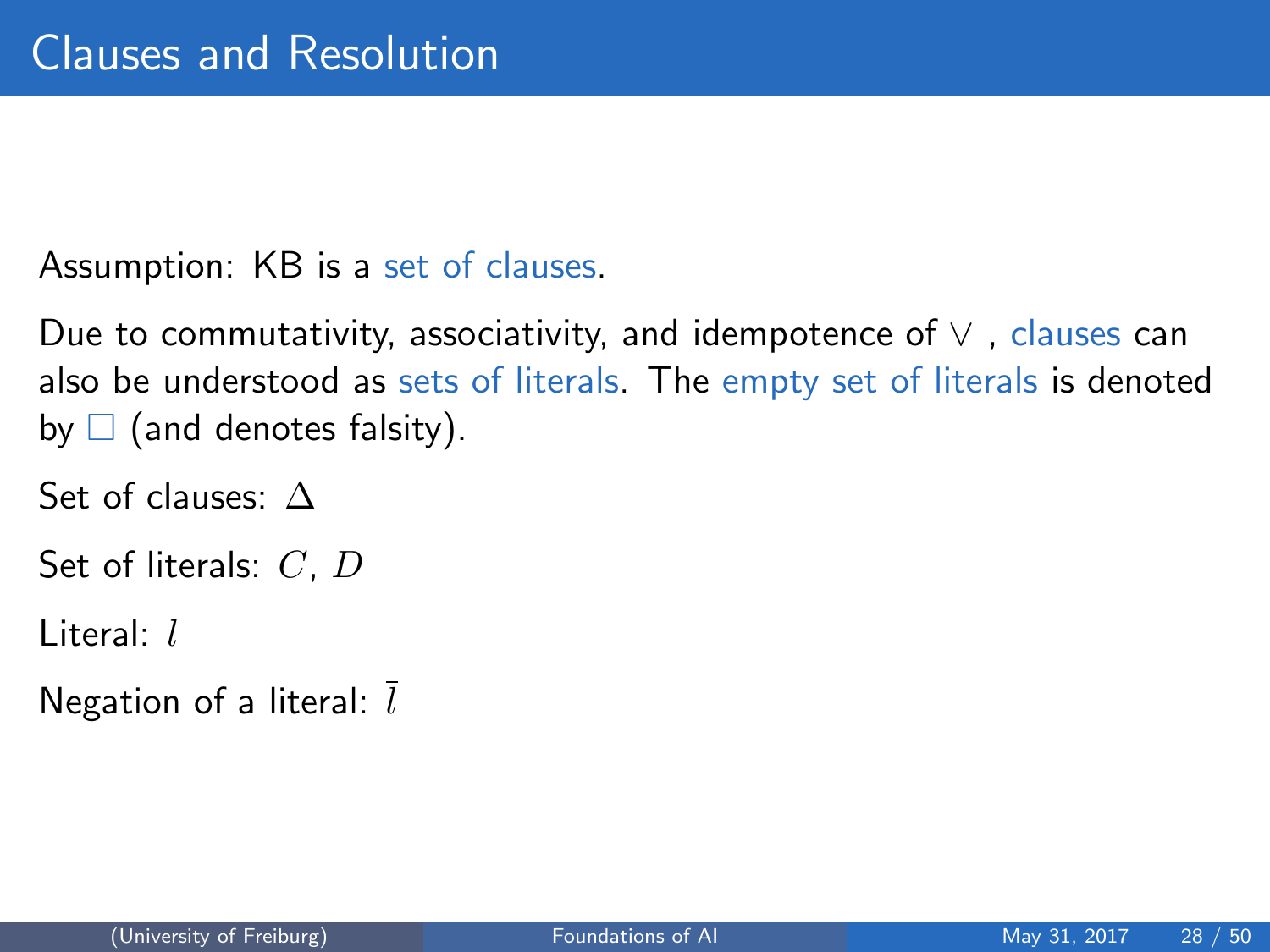# Clauses and Resolution

Assumption: KB is a set of clauses.

Due to commutativity, associativity, and idempotence of $\vee$ , clauses can also be understood as sets of literals. The empty set of literals is denoted by $\square$ (and denotes falsity).

Set of clauses: $\Delta$

Set of literals: $C$, $D$

Literal: $l$

Negation of a literal: $\bar{l}$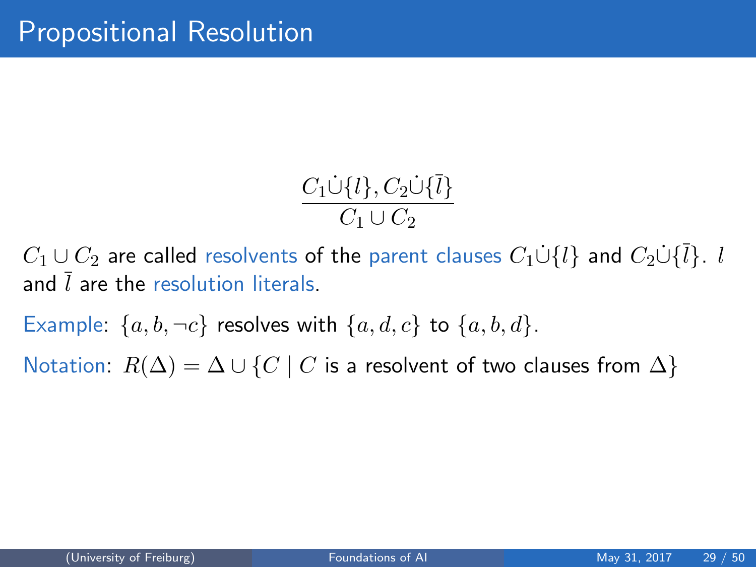# Propositional Resolution

$$\frac{C_1 \dot\cup \{l\}, C_2 \dot\cup \{\bar{l}\}}{C_1 \cup C_2}$$

$C_1 \cup C_2$ are called resolvents of the parent clauses $C_1 \dot\cup \{l\}$ and $C_2 \dot\cup \{\bar{l}\}$. $l$ and $\bar{l}$ are the resolution literals.

Example: $\{a, b, \neg c\}$ resolves with $\{a, d, c\}$ to $\{a, b, d\}$.

Notation: $R(\Delta) = \Delta \cup \{C \mid C \text{ is a resolvent of two clauses from } \Delta\}$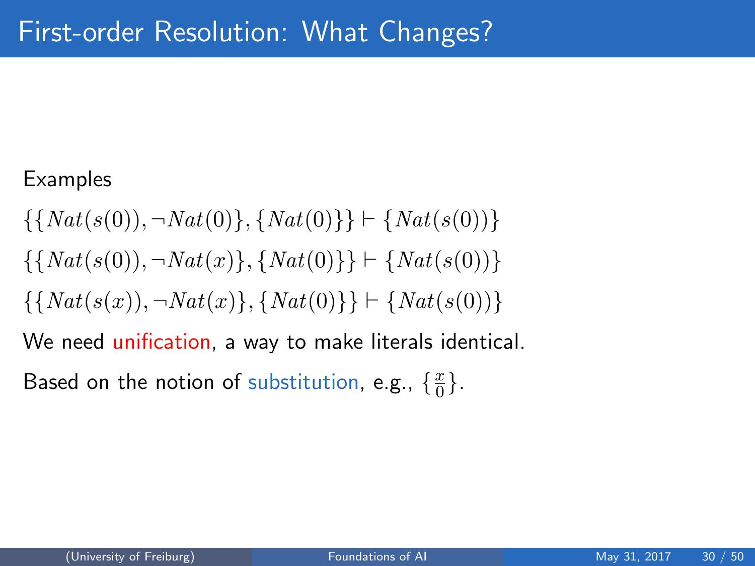# First-order Resolution: What Changes?

Examples

$$\{\{Nat(s(0)), \neg Nat(0)\}, \{Nat(0)\}\} \vdash \{Nat(s(0))\}$$

$$\{\{Nat(s(0)), \neg Nat(x)\}, \{Nat(0)\}\} \vdash \{Nat(s(0))\}$$

$$\{\{Nat(s(x)), \neg Nat(x)\}, \{Nat(0)\}\} \vdash \{Nat(s(0))\}$$

We need unification, a way to make literals identical.

Based on the notion of substitution, e.g., $\{\frac{x}{0}\}$.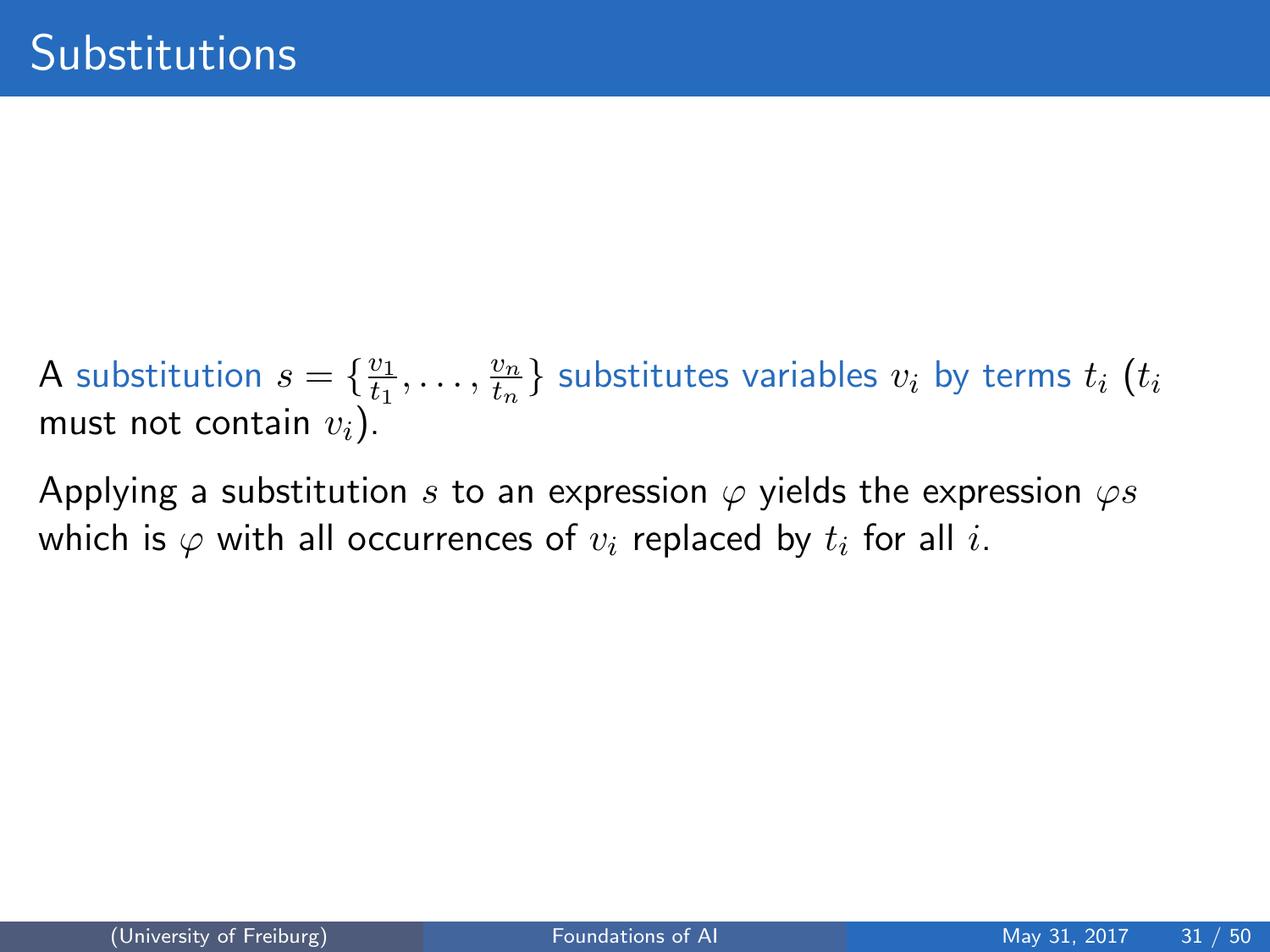# Substitutions

A substitution $s = \{\frac{v_1}{t_1}, \ldots, \frac{v_n}{t_n}\}$ substitutes variables $v_i$ by terms $t_i$ ($t_i$ must not contain $v_i$).

Applying a substitution $s$ to an expression $\varphi$ yields the expression $\varphi s$ which is $\varphi$ with all occurrences of $v_i$ replaced by $t_i$ for all $i$.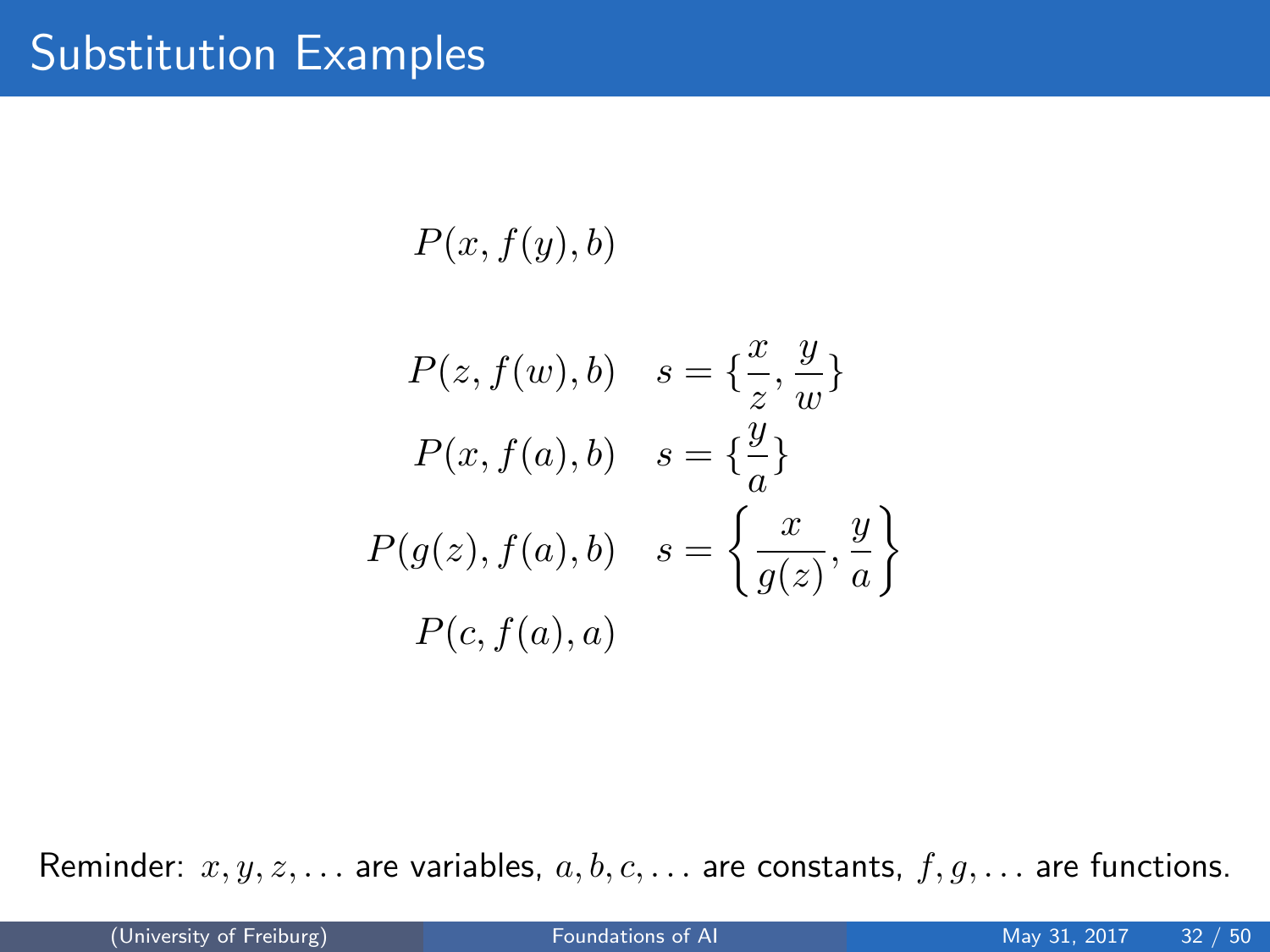# Substitution Examples

$$P(x, f(y), b)$$

$$P(z, f(w), b) \quad s = \{\frac{x}{z}, \frac{y}{w}\}$$

$$P(x, f(a), b) \quad s = \{\frac{y}{a}\}$$

$$P(g(z), f(a), b) \quad s = \left\{\frac{x}{g(z)}, \frac{y}{a}\right\}$$

$$P(c, f(a), a)$$

Reminder: $x, y, z, \ldots$ are variables, $a, b, c, \ldots$ are constants, $f, g, \ldots$ are functions.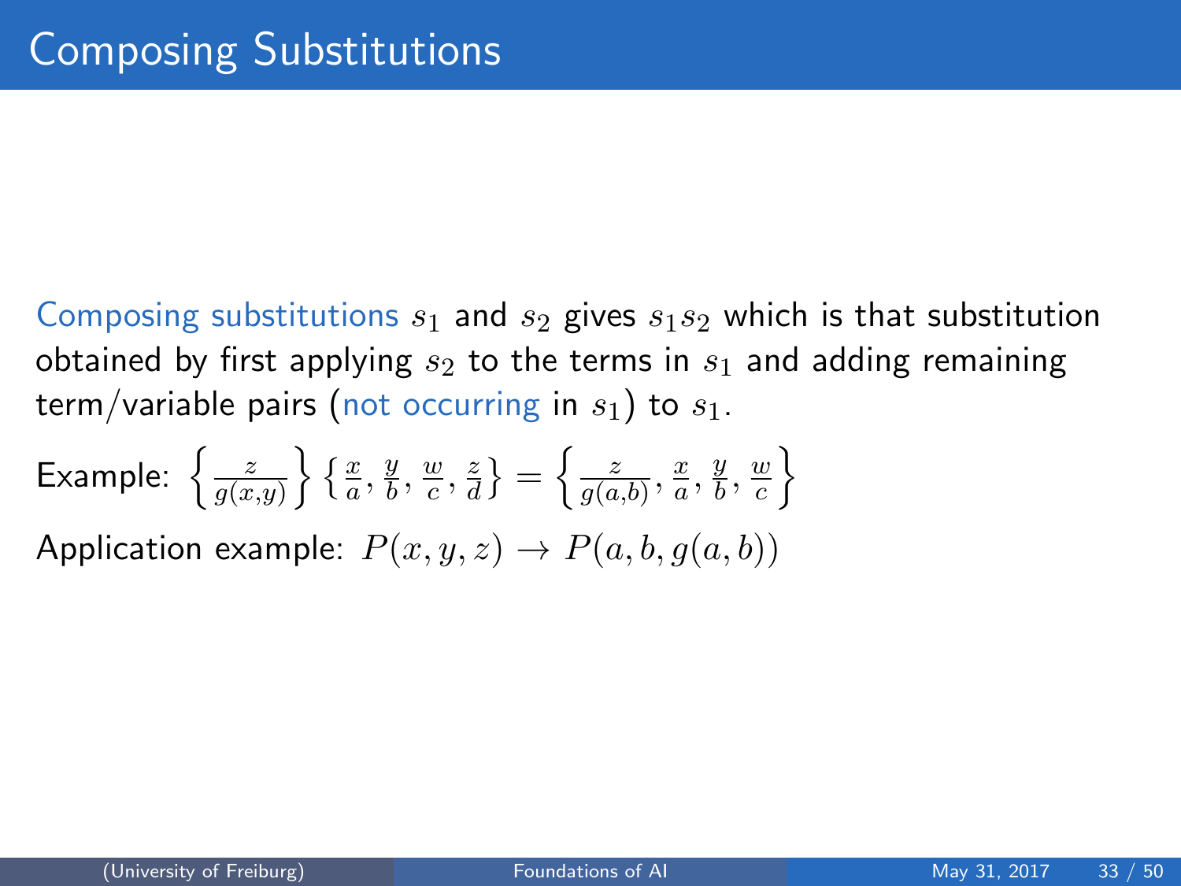# Composing Substitutions

Composing substitutions $s_1$ and $s_2$ gives $s_1 s_2$ which is that substitution obtained by first applying $s_2$ to the terms in $s_1$ and adding remaining term/variable pairs (not occurring in $s_1$) to $s_1$.

Example: $\left\{\frac{z}{g(x,y)}\right\}\left\{\frac{x}{a}, \frac{y}{b}, \frac{w}{c}, \frac{z}{d}\right\} = \left\{\frac{z}{g(a,b)}, \frac{x}{a}, \frac{y}{b}, \frac{w}{c}\right\}$

Application example: $P(x, y, z) \rightarrow P(a, b, g(a, b))$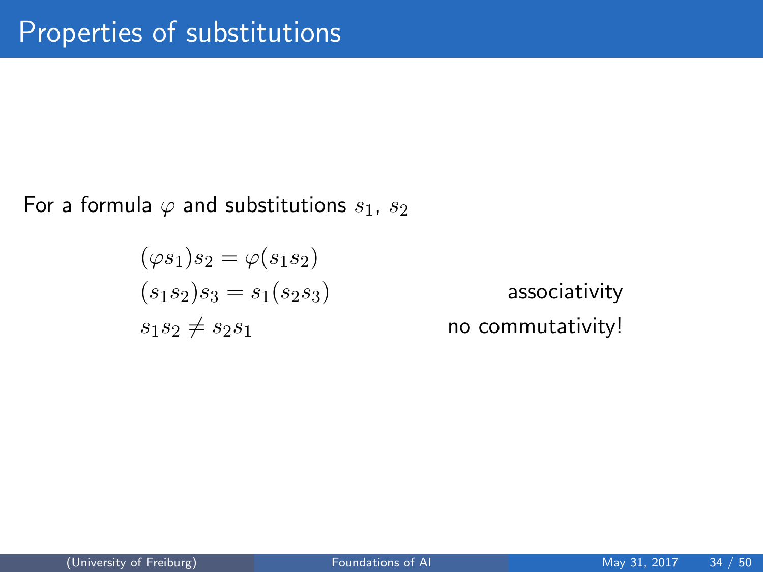# Properties of substitutions

For a formula $\varphi$ and substitutions $s_1$, $s_2$

$$(\varphi s_1)s_2 = \varphi(s_1 s_2)$$

$$(s_1 s_2)s_3 = s_1(s_2 s_3) \qquad \text{associativity}$$

$$s_1 s_2 \neq s_2 s_1 \qquad \text{no commutativity!}$$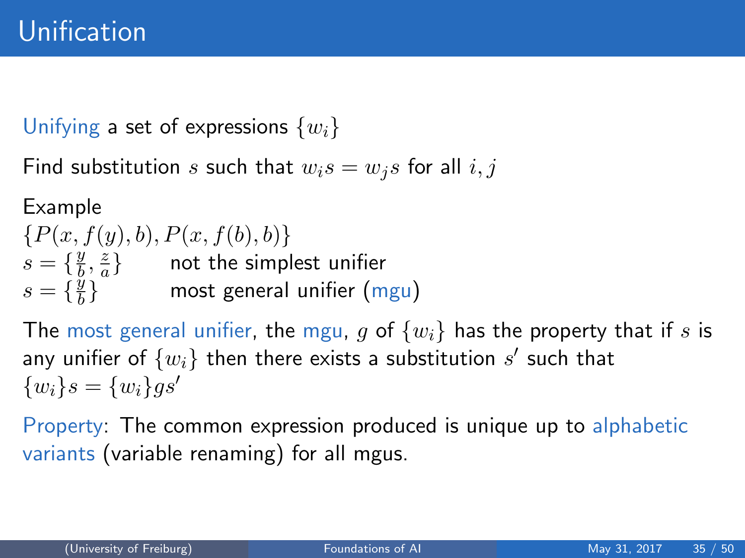# Unification

Unifying a set of expressions $\{w_i\}$

Find substitution $s$ such that $w_i s = w_j s$ for all $i, j$

Example

$\{P(x, f(y), b), P(x, f(b), b)\}$

$s = \{\frac{y}{b}, \frac{z}{a}\}$ not the simplest unifier

$s = \{\frac{y}{b}\}$ most general unifier (mgu)

The most general unifier, the mgu, $g$ of $\{w_i\}$ has the property that if $s$ is any unifier of $\{w_i\}$ then there exists a substitution $s'$ such that $\{w_i\}s = \{w_i\}gs'$

Property: The common expression produced is unique up to alphabetic variants (variable renaming) for all mgus.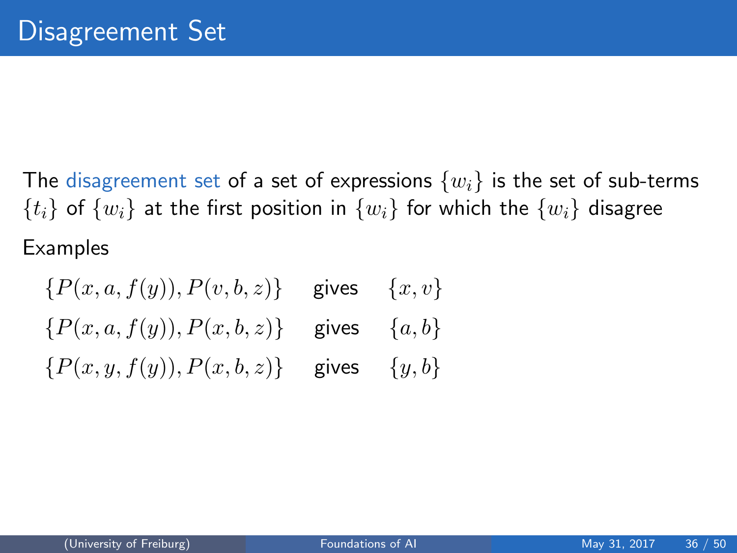# Disagreement Set

The disagreement set of a set of expressions $\{w_i\}$ is the set of sub-terms $\{t_i\}$ of $\{w_i\}$ at the first position in $\{w_i\}$ for which the $\{w_i\}$ disagree

Examples

$\{P(x, a, f(y)), P(v, b, z)\}$ gives $\{x, v\}$

$\{P(x, a, f(y)), P(x, b, z)\}$ gives $\{a, b\}$

$\{P(x, y, f(y)), P(x, b, z)\}$ gives $\{y, b\}$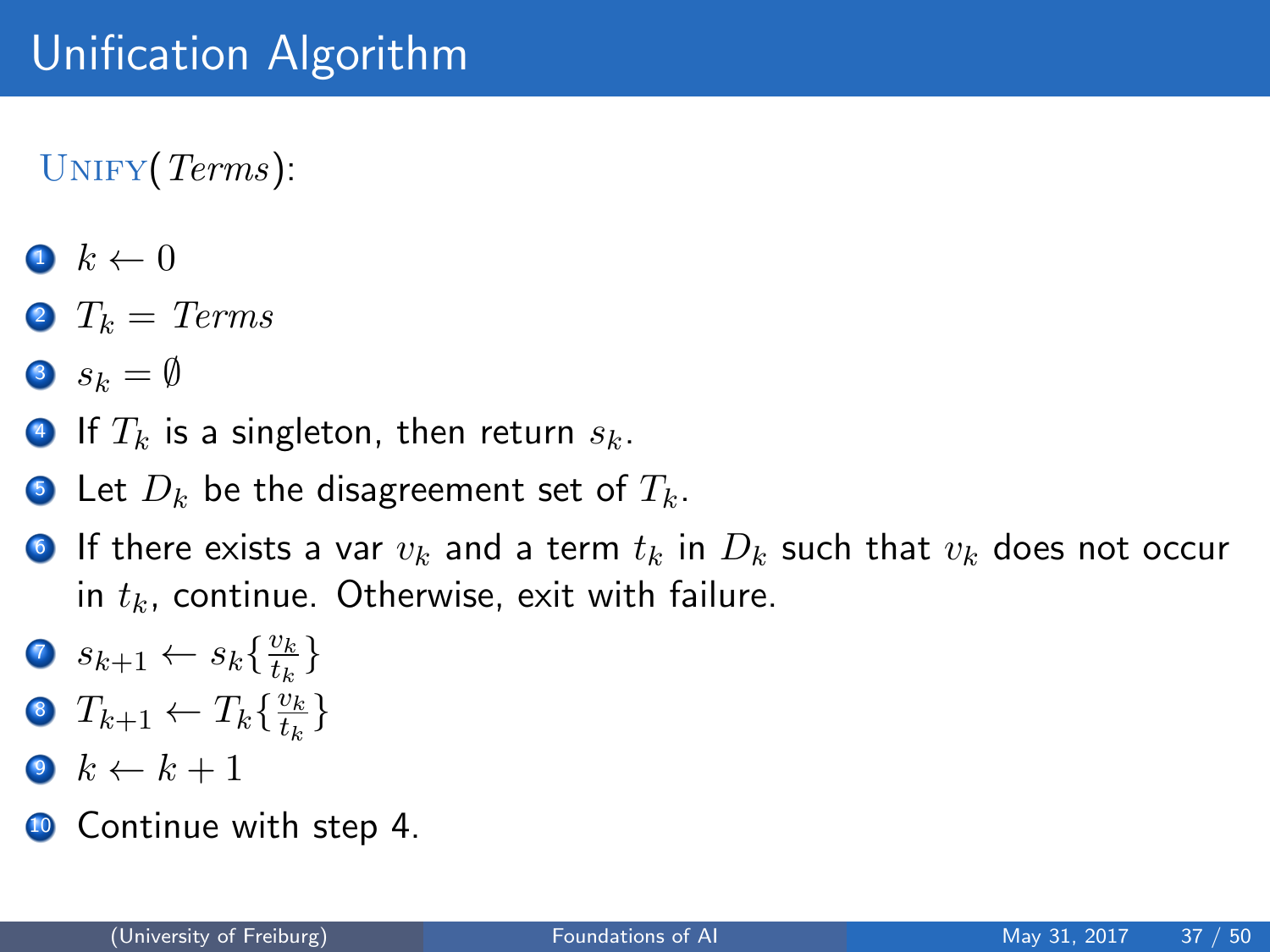# Unification Algorithm

UNIFY(*Terms*):

1. $k \leftarrow 0$
2. $T_k = Terms$
3. $s_k = \emptyset$
4. If $T_k$ is a singleton, then return $s_k$.
5. Let $D_k$ be the disagreement set of $T_k$.
6. If there exists a var $v_k$ and a term $t_k$ in $D_k$ such that $v_k$ does not occur in $t_k$, continue. Otherwise, exit with failure.
7. $s_{k+1} \leftarrow s_k\{\frac{v_k}{t_k}\}$
8. $T_{k+1} \leftarrow T_k\{\frac{v_k}{t_k}\}$
9. $k \leftarrow k + 1$
10. Continue with step 4.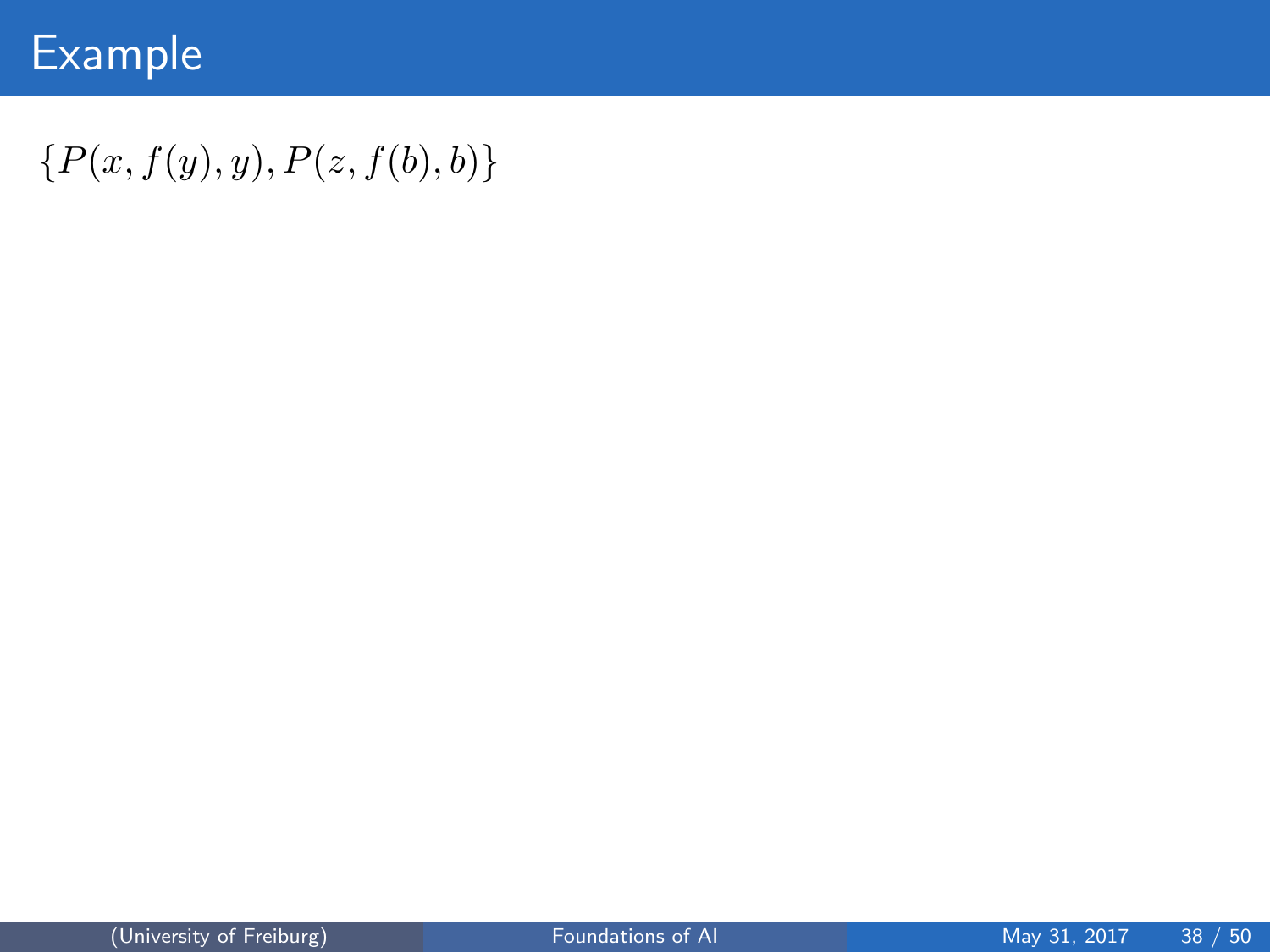# Example

$\{P(x, f(y), y), P(z, f(b), b)\}$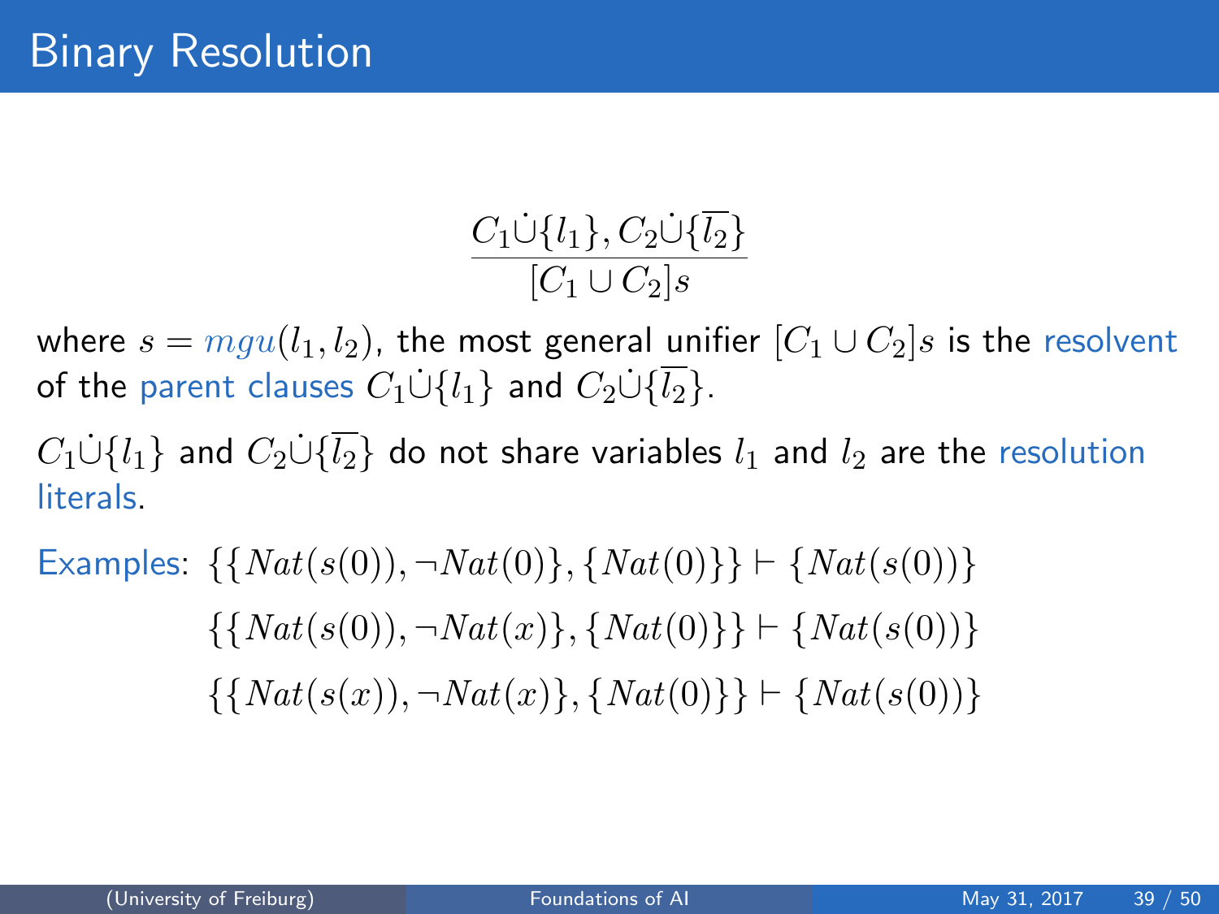# Binary Resolution

$$\frac{C_1 \dot{\cup} \{l_1\}, C_2 \dot{\cup} \{\overline{l_2}\}}{[C_1 \cup C_2]s}$$

where $s = mgu(l_1, l_2)$, the most general unifier $[C_1 \cup C_2]s$ is the resolvent of the parent clauses $C_1 \dot{\cup} \{l_1\}$ and $C_2 \dot{\cup} \{\overline{l_2}\}$.

$C_1 \dot{\cup} \{l_1\}$ and $C_2 \dot{\cup} \{\overline{l_2}\}$ do not share variables $l_1$ and $l_2$ are the resolution literals.

Examples: $\{\{Nat(s(0)), \neg Nat(0)\}, \{Nat(0)\}\} \vdash \{Nat(s(0))\}$

$\{\{Nat(s(0)), \neg Nat(x)\}, \{Nat(0)\}\} \vdash \{Nat(s(0))\}$

$\{\{Nat(s(x)), \neg Nat(x)\}, \{Nat(0)\}\} \vdash \{Nat(s(0))\}$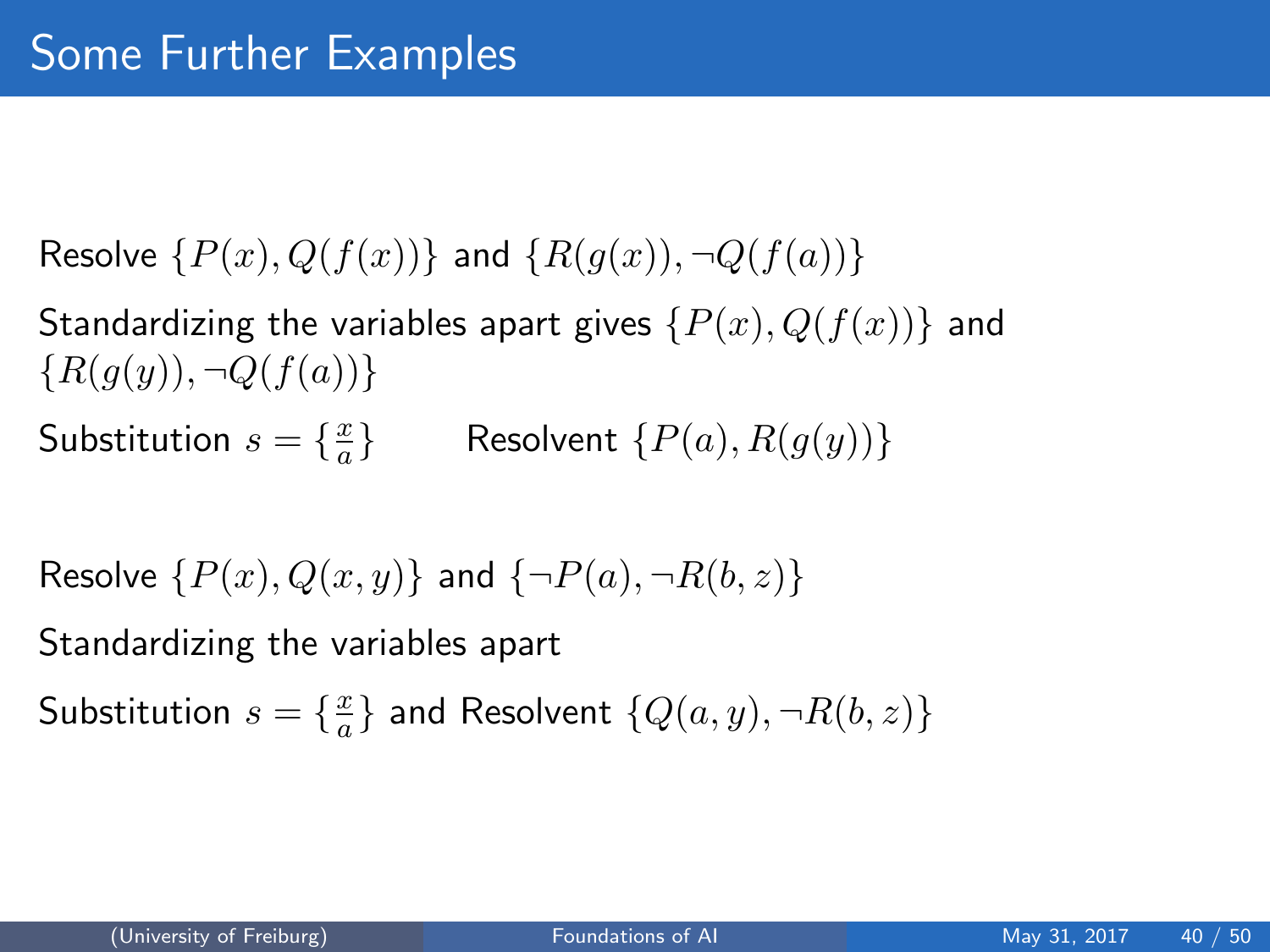# Some Further Examples

Resolve $\{P(x), Q(f(x))\}$ and $\{R(g(x)), \neg Q(f(a))\}$

Standardizing the variables apart gives $\{P(x), Q(f(x))\}$ and $\{R(g(y)), \neg Q(f(a))\}$

Substitution $s = \{\frac{x}{a}\}$ Resolvent $\{P(a), R(g(y))\}$

Resolve $\{P(x), Q(x, y)\}$ and $\{\neg P(a), \neg R(b, z)\}$

Standardizing the variables apart

Substitution $s = \{\frac{x}{a}\}$ and Resolvent $\{Q(a, y), \neg R(b, z)\}$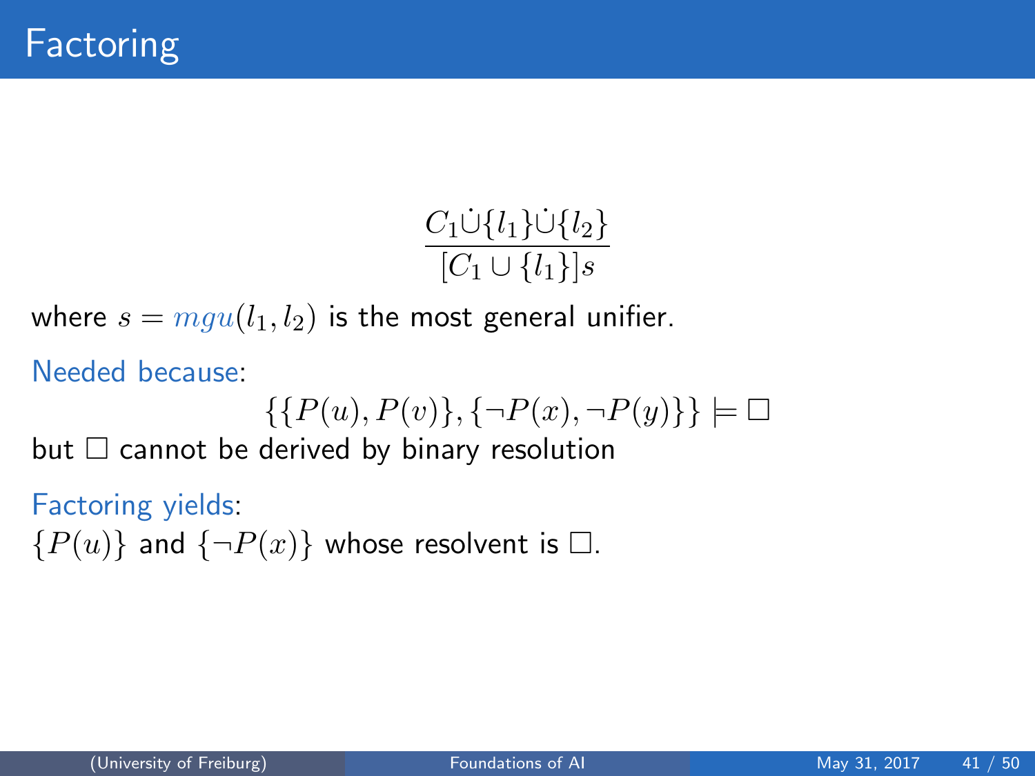# Factoring

$$\frac{C_1 \dot{\cup} \{l_1\} \dot{\cup} \{l_2\}}{[C_1 \cup \{l_1\}]s}$$

where $s = mgu(l_1, l_2)$ is the most general unifier.

Needed because:

$$\{\{P(u), P(v)\}, \{\neg P(x), \neg P(y)\}\} \models \square$$

but $\square$ cannot be derived by binary resolution

Factoring yields:

$\{P(u)\}$ and $\{\neg P(x)\}$ whose resolvent is $\square$.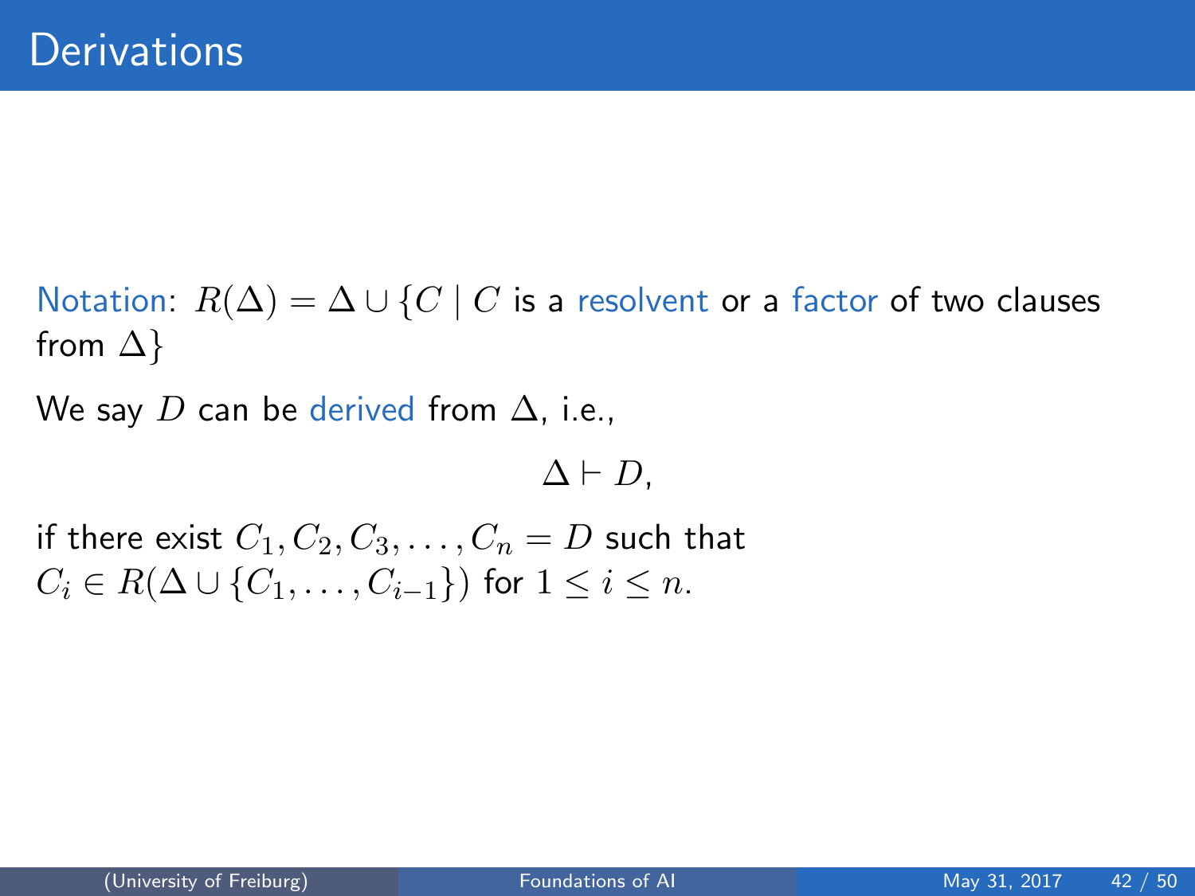# Derivations

Notation: $R(\Delta) = \Delta \cup \{C \mid C$ is a resolvent or a factor of two clauses from $\Delta\}$

We say $D$ can be derived from $\Delta$, i.e.,

$$\Delta \vdash D,$$

if there exist $C_1, C_2, C_3, \ldots, C_n = D$ such that $C_i \in R(\Delta \cup \{C_1, \ldots, C_{i-1}\})$ for $1 \leq i \leq n$.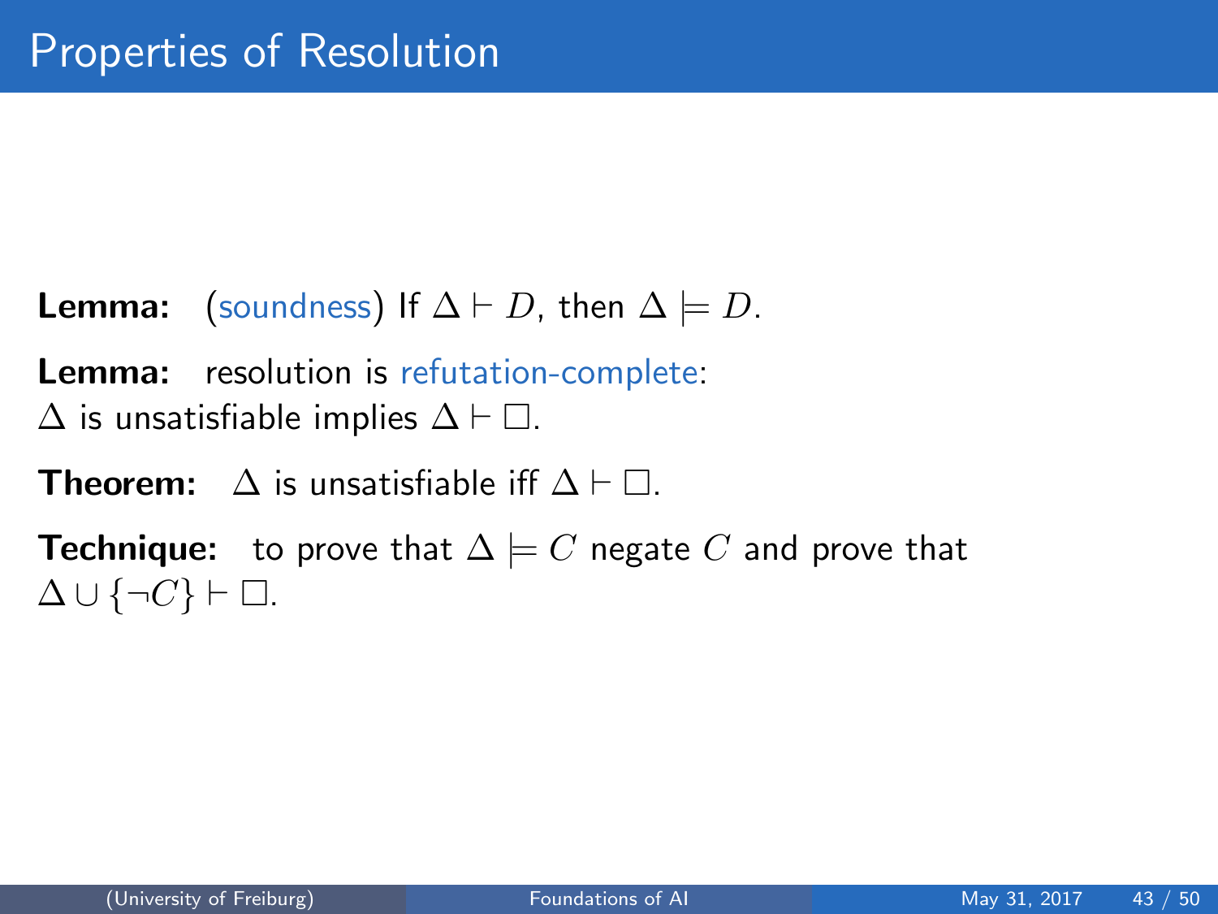# Properties of Resolution

**Lemma:** (soundness) If $\Delta \vdash D$, then $\Delta \models D$.

**Lemma:** resolution is refutation-complete:
$\Delta$ is unsatisfiable implies $\Delta \vdash \Box$.

**Theorem:** $\Delta$ is unsatisfiable iff $\Delta \vdash \Box$.

**Technique:** to prove that $\Delta \models C$ negate $C$ and prove that $\Delta \cup \{\neg C\} \vdash \Box$.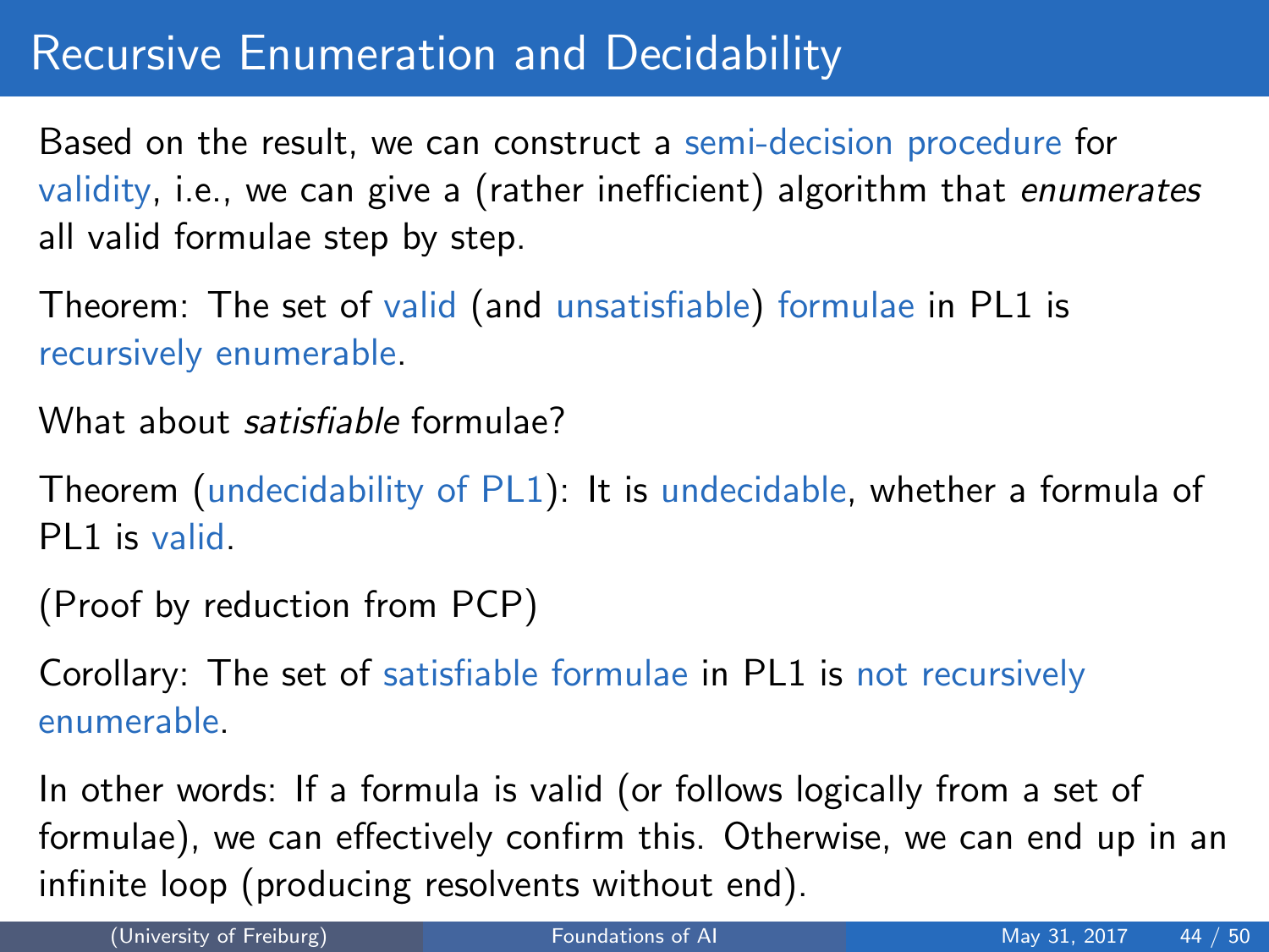# Recursive Enumeration and Decidability

Based on the result, we can construct a semi-decision procedure for validity, i.e., we can give a (rather inefficient) algorithm that *enumerates* all valid formulae step by step.

Theorem: The set of valid (and unsatisfiable) formulae in PL1 is recursively enumerable.

What about *satisfiable* formulae?

Theorem (undecidability of PL1): It is undecidable, whether a formula of PL1 is valid.

(Proof by reduction from PCP)

Corollary: The set of satisfiable formulae in PL1 is not recursively enumerable.

In other words: If a formula is valid (or follows logically from a set of formulae), we can effectively confirm this. Otherwise, we can end up in an infinite loop (producing resolvents without end).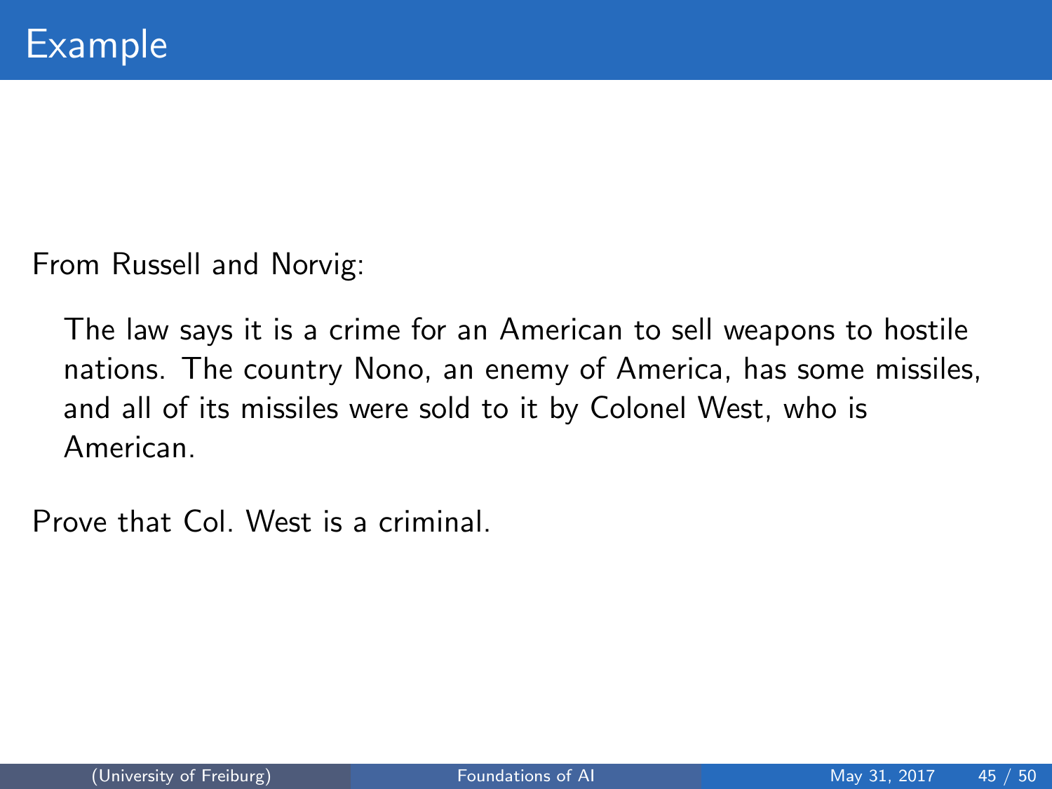# Example

From Russell and Norvig:

> The law says it is a crime for an American to sell weapons to hostile nations. The country Nono, an enemy of America, has some missiles, and all of its missiles were sold to it by Colonel West, who is American.

Prove that Col. West is a criminal.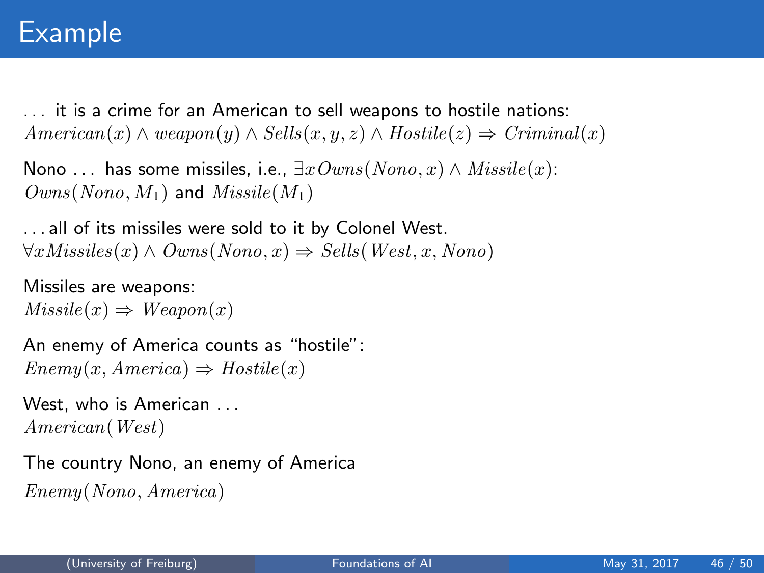# Example

. . . it is a crime for an American to sell weapons to hostile nations:
$American(x) \wedge weapon(y) \wedge Sells(x, y, z) \wedge Hostile(z) \Rightarrow Criminal(x)$

Nono . . . has some missiles, i.e., $\exists x\, Owns(Nono, x) \wedge Missile(x)$:
$Owns(Nono, M_1)$ and $Missile(M_1)$

. . . all of its missiles were sold to it by Colonel West.
$\forall x Missiles(x) \wedge Owns(Nono, x) \Rightarrow Sells(West, x, Nono)$

Missiles are weapons:
$Missile(x) \Rightarrow Weapon(x)$

An enemy of America counts as "hostile":
$Enemy(x, America) \Rightarrow Hostile(x)$

West, who is American . . .
$American(West)$

The country Nono, an enemy of America
$Enemy(Nono, America)$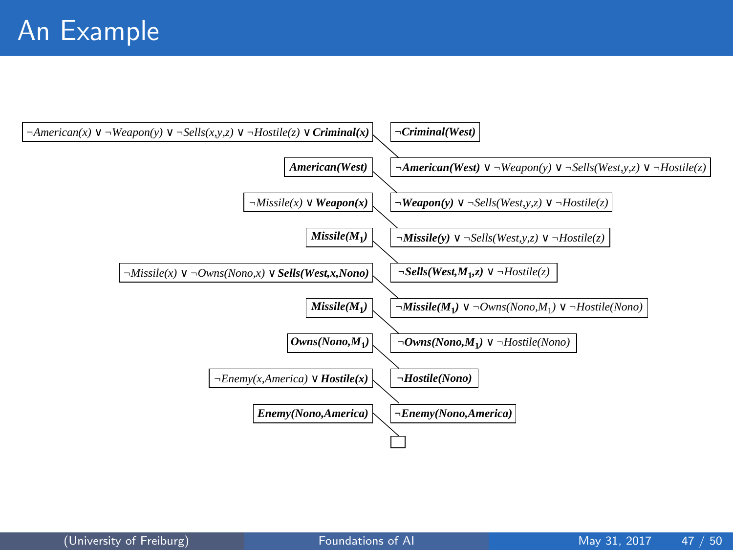# An Example

| Clause | Resolvent |
| --- | --- |
| ¬*American(x)* ∨ ¬*Weapon(y)* ∨ ¬*Sells(x,y,z)* ∨ ¬*Hostile(z)* ∨ ***Criminal(x)*** | **¬*Criminal(West)*** |
| ***American(West)*** | **¬*American(West)*** ∨ ¬*Weapon(y)* ∨ ¬*Sells(West,y,z)* ∨ ¬*Hostile(z)* |
| ¬*Missile(x)* ∨ ***Weapon(x)*** | **¬*Weapon(y)*** ∨ ¬*Sells(West,y,z)* ∨ ¬*Hostile(z)* |
| ***Missile($M_1$)*** | **¬*Missile(y)*** ∨ ¬*Sells(West,y,z)* ∨ ¬*Hostile(z)* |
| ¬*Missile(x)* ∨ ¬*Owns(Nono,x)* ∨ ***Sells(West,x,Nono)*** | **¬*Sells(West,$M_1$,z)*** ∨ ¬*Hostile(z)* |
| ***Missile($M_1$)*** | **¬*Missile($M_1$)*** ∨ ¬*Owns(Nono,$M_1$)* ∨ ¬*Hostile(Nono)* |
| ***Owns(Nono,$M_1$)*** | **¬*Owns(Nono,$M_1$)*** ∨ ¬*Hostile(Nono)* |
| ¬*Enemy(x,America)* ∨ ***Hostile(x)*** | **¬*Hostile(Nono)*** |
| ***Enemy(Nono,America)*** | **¬*Enemy(Nono,America)*** |
| | □ |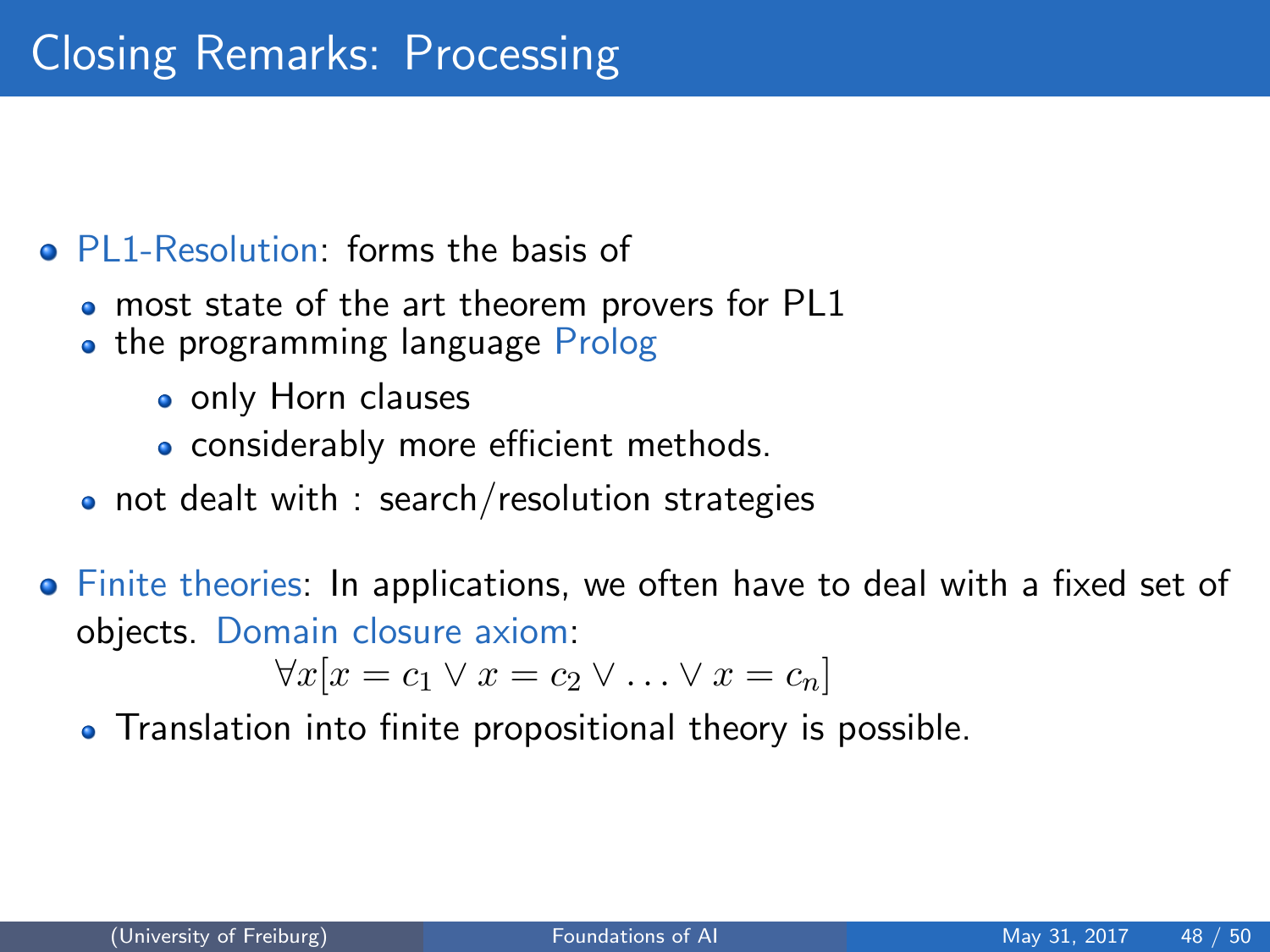# Closing Remarks: Processing

- PL1-Resolution: forms the basis of
  - most state of the art theorem provers for PL1
  - the programming language Prolog
    - only Horn clauses
    - considerably more efficient methods.
  - not dealt with : search/resolution strategies
- Finite theories: In applications, we often have to deal with a fixed set of objects. Domain closure axiom:

$$\forall x[x = c_1 \lor x = c_2 \lor \ldots \lor x = c_n]$$

  - Translation into finite propositional theory is possible.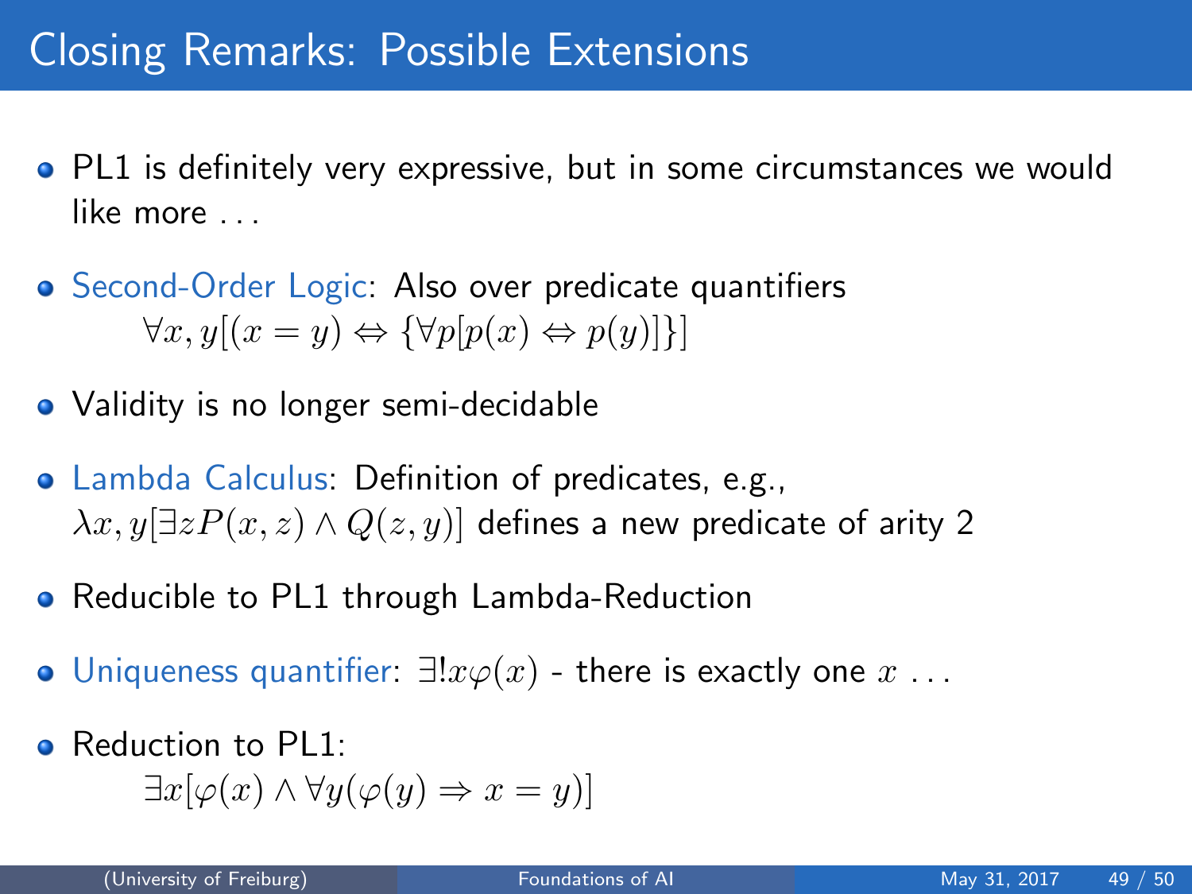# Closing Remarks: Possible Extensions

- PL1 is definitely very expressive, but in some circumstances we would like more . . .
- Second-Order Logic: Also over predicate quantifiers

  $$\forall x, y[(x = y) \Leftrightarrow \{\forall p[p(x) \Leftrightarrow p(y)]\}]$$

- Validity is no longer semi-decidable
- Lambda Calculus: Definition of predicates, e.g., $\lambda x, y[\exists z P(x, z) \wedge Q(z, y)]$ defines a new predicate of arity 2
- Reducible to PL1 through Lambda-Reduction
- Uniqueness quantifier: $\exists! x \varphi(x)$ - there is exactly one $x$ . . .
- Reduction to PL1:

  $$\exists x[\varphi(x) \wedge \forall y(\varphi(y) \Rightarrow x = y)]$$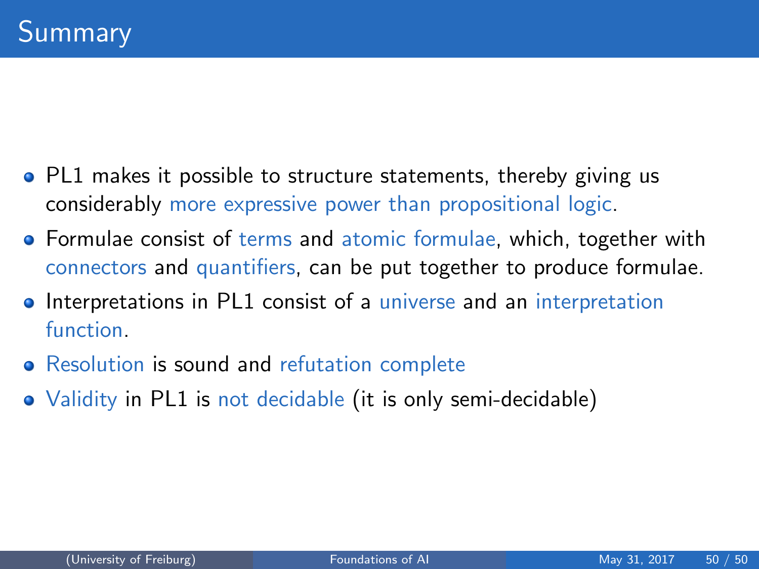# Summary

- PL1 makes it possible to structure statements, thereby giving us considerably more expressive power than propositional logic.
- Formulae consist of terms and atomic formulae, which, together with connectors and quantifiers, can be put together to produce formulae.
- Interpretations in PL1 consist of a universe and an interpretation function.
- Resolution is sound and refutation complete
- Validity in PL1 is not decidable (it is only semi-decidable)